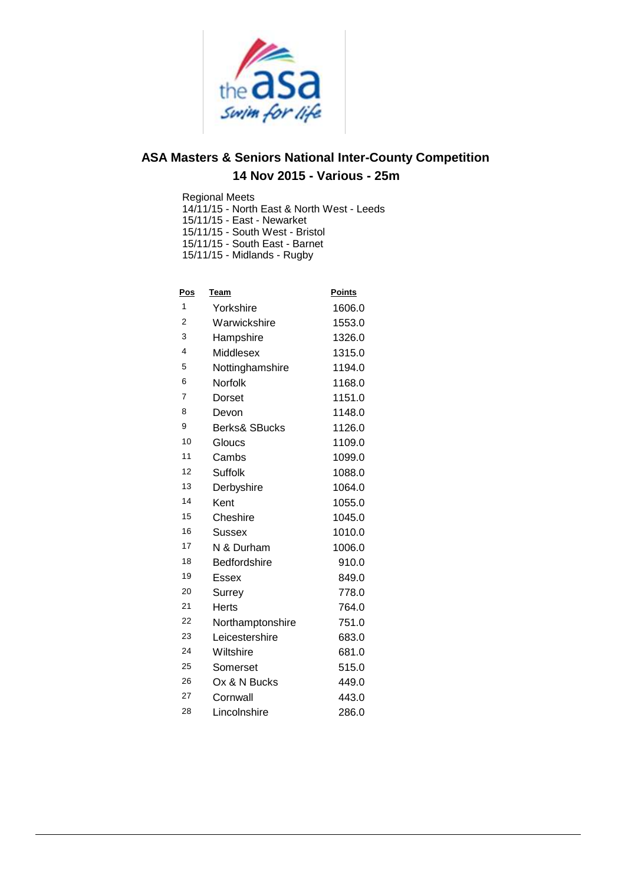# ASA Masters & Seniors National Inter-County Competition

## 14 Nov 2015 - Various - 25m

Regional Meets
14/11/15 - North East & North West - Leeds
15/11/15 - East - Newarket
15/11/15 - South West - Bristol
15/11/15 - South East - Barnet
15/11/15 - Midlands - Rugby

| Pos | Team | Points |
|---|---|---|
| 1 | Yorkshire | 1606.0 |
| 2 | Warwickshire | 1553.0 |
| 3 | Hampshire | 1326.0 |
| 4 | Middlesex | 1315.0 |
| 5 | Nottinghamshire | 1194.0 |
| 6 | Norfolk | 1168.0 |
| 7 | Dorset | 1151.0 |
| 8 | Devon | 1148.0 |
| 9 | Berks& SBucks | 1126.0 |
| 10 | Gloucs | 1109.0 |
| 11 | Cambs | 1099.0 |
| 12 | Suffolk | 1088.0 |
| 13 | Derbyshire | 1064.0 |
| 14 | Kent | 1055.0 |
| 15 | Cheshire | 1045.0 |
| 16 | Sussex | 1010.0 |
| 17 | N & Durham | 1006.0 |
| 18 | Bedfordshire | 910.0 |
| 19 | Essex | 849.0 |
| 20 | Surrey | 778.0 |
| 21 | Herts | 764.0 |
| 22 | Northamptonshire | 751.0 |
| 23 | Leicestershire | 683.0 |
| 24 | Wiltshire | 681.0 |
| 25 | Somerset | 515.0 |
| 26 | Ox & N Bucks | 449.0 |
| 27 | Cornwall | 443.0 |
| 28 | Lincolnshire | 286.0 |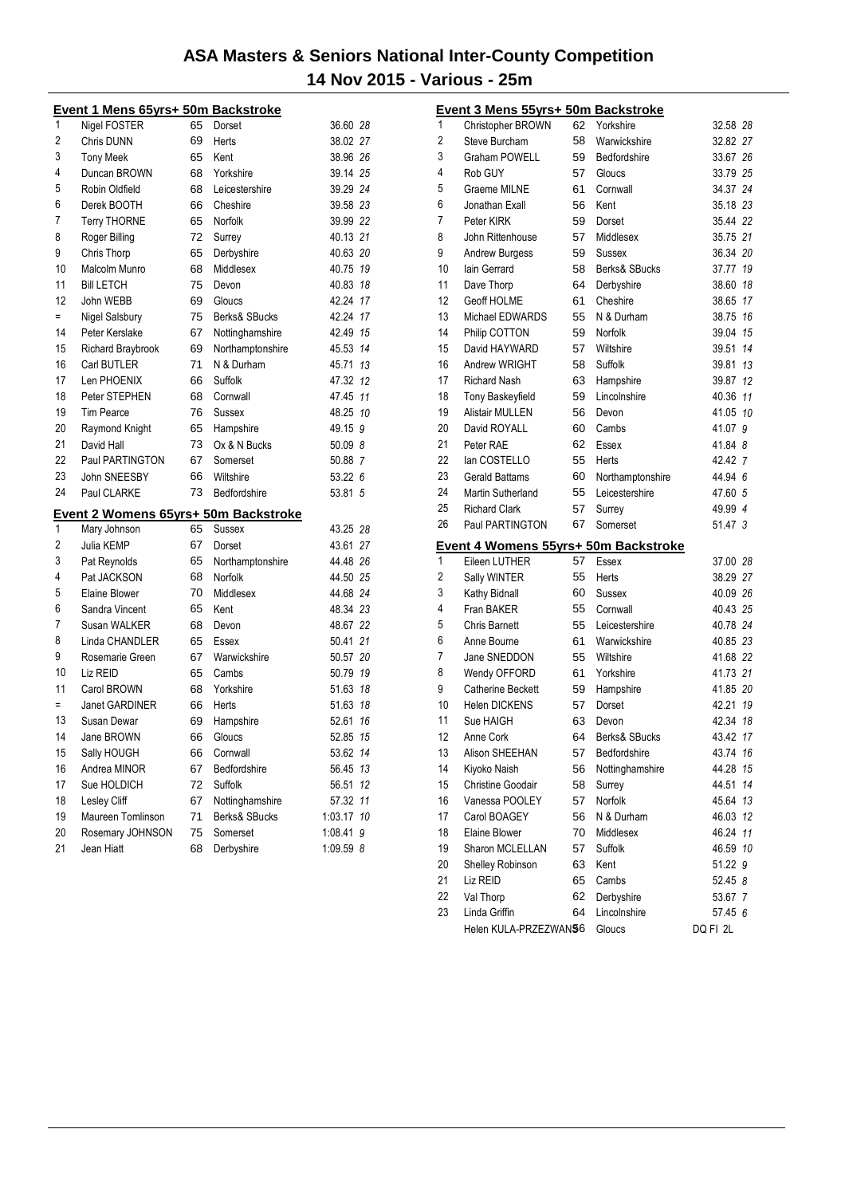# ASA Masters & Seniors National Inter-County Competition

## 14 Nov 2015 - Various - 25m

### Event 1 Mens 65yrs+ 50m Backstroke

| Place | Name | Age | County | Time | Points |
|---|---|---|---|---|---|
| 1 | Nigel FOSTER | 65 | Dorset | 36.60 | 28 |
| 2 | Chris DUNN | 69 | Herts | 38.02 | 27 |
| 3 | Tony Meek | 65 | Kent | 38.96 | 26 |
| 4 | Duncan BROWN | 68 | Yorkshire | 39.14 | 25 |
| 5 | Robin Oldfield | 68 | Leicestershire | 39.29 | 24 |
| 6 | Derek BOOTH | 66 | Cheshire | 39.58 | 23 |
| 7 | Terry THORNE | 65 | Norfolk | 39.99 | 22 |
| 8 | Roger Billing | 72 | Surrey | 40.13 | 21 |
| 9 | Chris Thorp | 65 | Derbyshire | 40.63 | 20 |
| 10 | Malcolm Munro | 68 | Middlesex | 40.75 | 19 |
| 11 | Bill LETCH | 75 | Devon | 40.83 | 18 |
| 12 | John WEBB | 69 | Gloucs | 42.24 | 17 |
| = | Nigel Salsbury | 75 | Berks& SBucks | 42.24 | 17 |
| 14 | Peter Kerslake | 67 | Nottinghamshire | 42.49 | 15 |
| 15 | Richard Braybrook | 69 | Northamptonshire | 45.53 | 14 |
| 16 | Carl BUTLER | 71 | N & Durham | 45.71 | 13 |
| 17 | Len PHOENIX | 66 | Suffolk | 47.32 | 12 |
| 18 | Peter STEPHEN | 68 | Cornwall | 47.45 | 11 |
| 19 | Tim Pearce | 76 | Sussex | 48.25 | 10 |
| 20 | Raymond Knight | 65 | Hampshire | 49.15 | 9 |
| 21 | David Hall | 73 | Ox & N Bucks | 50.09 | 8 |
| 22 | Paul PARTINGTON | 67 | Somerset | 50.88 | 7 |
| 23 | John SNEESBY | 66 | Wiltshire | 53.22 | 6 |
| 24 | Paul CLARKE | 73 | Bedfordshire | 53.81 | 5 |

### Event 2 Womens 65yrs+ 50m Backstroke

| Place | Name | Age | County | Time | Points |
|---|---|---|---|---|---|
| 1 | Mary Johnson | 65 | Sussex | 43.25 | 28 |
| 2 | Julia KEMP | 67 | Dorset | 43.61 | 27 |
| 3 | Pat Reynolds | 65 | Northamptonshire | 44.48 | 26 |
| 4 | Pat JACKSON | 68 | Norfolk | 44.50 | 25 |
| 5 | Elaine Blower | 70 | Middlesex | 44.68 | 24 |
| 6 | Sandra Vincent | 65 | Kent | 48.34 | 23 |
| 7 | Susan WALKER | 68 | Devon | 48.67 | 22 |
| 8 | Linda CHANDLER | 65 | Essex | 50.41 | 21 |
| 9 | Rosemarie Green | 67 | Warwickshire | 50.57 | 20 |
| 10 | Liz REID | 65 | Cambs | 50.79 | 19 |
| 11 | Carol BROWN | 68 | Yorkshire | 51.63 | 18 |
| = | Janet GARDINER | 66 | Herts | 51.63 | 18 |
| 13 | Susan Dewar | 69 | Hampshire | 52.61 | 16 |
| 14 | Jane BROWN | 66 | Gloucs | 52.85 | 15 |
| 15 | Sally HOUGH | 66 | Cornwall | 53.62 | 14 |
| 16 | Andrea MINOR | 67 | Bedfordshire | 56.45 | 13 |
| 17 | Sue HOLDICH | 72 | Suffolk | 56.51 | 12 |
| 18 | Lesley Cliff | 67 | Nottinghamshire | 57.32 | 11 |
| 19 | Maureen Tomlinson | 71 | Berks& SBucks | 1:03.17 | 10 |
| 20 | Rosemary JOHNSON | 75 | Somerset | 1:08.41 | 9 |
| 21 | Jean Hiatt | 68 | Derbyshire | 1:09.59 | 8 |

### Event 3 Mens 55yrs+ 50m Backstroke

| Place | Name | Age | County | Time | Points |
|---|---|---|---|---|---|
| 1 | Christopher BROWN | 62 | Yorkshire | 32.58 | 28 |
| 2 | Steve Burcham | 58 | Warwickshire | 32.82 | 27 |
| 3 | Graham POWELL | 59 | Bedfordshire | 33.67 | 26 |
| 4 | Rob GUY | 57 | Gloucs | 33.79 | 25 |
| 5 | Graeme MILNE | 61 | Cornwall | 34.37 | 24 |
| 6 | Jonathan Exall | 56 | Kent | 35.18 | 23 |
| 7 | Peter KIRK | 59 | Dorset | 35.44 | 22 |
| 8 | John Rittenhouse | 57 | Middlesex | 35.75 | 21 |
| 9 | Andrew Burgess | 59 | Sussex | 36.34 | 20 |
| 10 | Iain Gerrard | 58 | Berks& SBucks | 37.77 | 19 |
| 11 | Dave Thorp | 64 | Derbyshire | 38.60 | 18 |
| 12 | Geoff HOLME | 61 | Cheshire | 38.65 | 17 |
| 13 | Michael EDWARDS | 55 | N & Durham | 38.75 | 16 |
| 14 | Philip COTTON | 59 | Norfolk | 39.04 | 15 |
| 15 | David HAYWARD | 57 | Wiltshire | 39.51 | 14 |
| 16 | Andrew WRIGHT | 58 | Suffolk | 39.81 | 13 |
| 17 | Richard Nash | 63 | Hampshire | 39.87 | 12 |
| 18 | Tony Baskeyfield | 59 | Lincolnshire | 40.36 | 11 |
| 19 | Alistair MULLEN | 56 | Devon | 41.05 | 10 |
| 20 | David ROYALL | 60 | Cambs | 41.07 | 9 |
| 21 | Peter RAE | 62 | Essex | 41.84 | 8 |
| 22 | Ian COSTELLO | 55 | Herts | 42.42 | 7 |
| 23 | Gerald Battams | 60 | Northamptonshire | 44.94 | 6 |
| 24 | Martin Sutherland | 55 | Leicestershire | 47.60 | 5 |
| 25 | Richard Clark | 57 | Surrey | 49.99 | 4 |
| 26 | Paul PARTINGTON | 67 | Somerset | 51.47 | 3 |

### Event 4 Womens 55yrs+ 50m Backstroke

| Place | Name | Age | County | Time | Points |
|---|---|---|---|---|---|
| 1 | Eileen LUTHER | 57 | Essex | 37.00 | 28 |
| 2 | Sally WINTER | 55 | Herts | 38.29 | 27 |
| 3 | Kathy Bidnall | 60 | Sussex | 40.09 | 26 |
| 4 | Fran BAKER | 55 | Cornwall | 40.43 | 25 |
| 5 | Chris Barnett | 55 | Leicestershire | 40.78 | 24 |
| 6 | Anne Bourne | 61 | Warwickshire | 40.85 | 23 |
| 7 | Jane SNEDDON | 55 | Wiltshire | 41.68 | 22 |
| 8 | Wendy OFFORD | 61 | Yorkshire | 41.73 | 21 |
| 9 | Catherine Beckett | 59 | Hampshire | 41.85 | 20 |
| 10 | Helen DICKENS | 57 | Dorset | 42.21 | 19 |
| 11 | Sue HAIGH | 63 | Devon | 42.34 | 18 |
| 12 | Anne Cork | 64 | Berks& SBucks | 43.42 | 17 |
| 13 | Alison SHEEHAN | 57 | Bedfordshire | 43.74 | 16 |
| 14 | Kiyoko Naish | 56 | Nottinghamshire | 44.28 | 15 |
| 15 | Christine Goodair | 58 | Surrey | 44.51 | 14 |
| 16 | Vanessa POOLEY | 57 | Norfolk | 45.64 | 13 |
| 17 | Carol BOAGEY | 56 | N & Durham | 46.03 | 12 |
| 18 | Elaine Blower | 70 | Middlesex | 46.24 | 11 |
| 19 | Sharon MCLELLAN | 57 | Suffolk | 46.59 | 10 |
| 20 | Shelley Robinson | 63 | Kent | 51.22 | 9 |
| 21 | Liz REID | 65 | Cambs | 52.45 | 8 |
| 22 | Val Thorp | 62 | Derbyshire | 53.67 | 7 |
| 23 | Linda Griffin | 64 | Lincolnshire | 57.45 | 6 |
| | Helen KULA-PRZEZWANS | 56 | Gloucs | DQ FI 2L | |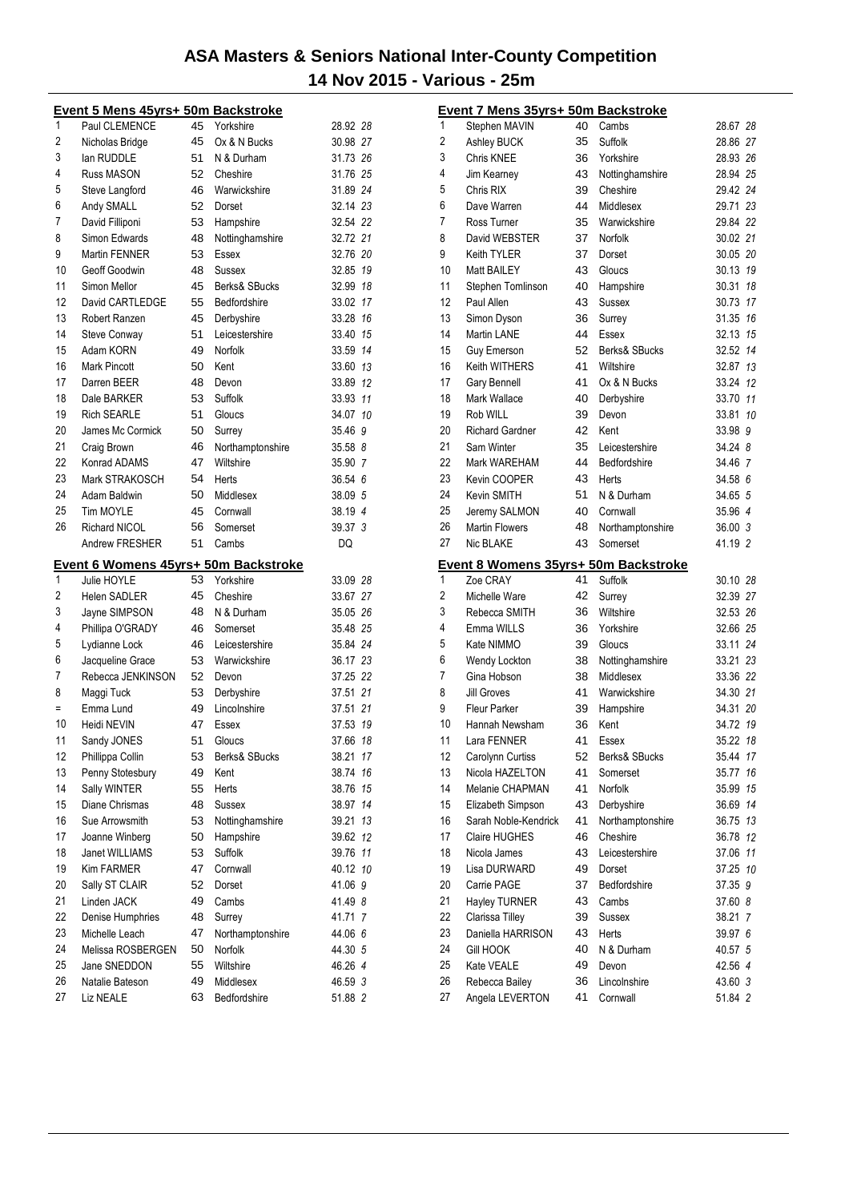# ASA Masters & Seniors National Inter-County Competition

## 14 Nov 2015 - Various - 25m

### Event 5 Mens 45yrs+ 50m Backstroke

| Pos | Name | Age | County | Time | Pts |
|---|---|---|---|---|---|
| 1 | Paul CLEMENCE | 45 | Yorkshire | 28.92 | 28 |
| 2 | Nicholas Bridge | 45 | Ox & N Bucks | 30.98 | 27 |
| 3 | Ian RUDDLE | 51 | N & Durham | 31.73 | 26 |
| 4 | Russ MASON | 52 | Cheshire | 31.76 | 25 |
| 5 | Steve Langford | 46 | Warwickshire | 31.89 | 24 |
| 6 | Andy SMALL | 52 | Dorset | 32.14 | 23 |
| 7 | David Filliponi | 53 | Hampshire | 32.54 | 22 |
| 8 | Simon Edwards | 48 | Nottinghamshire | 32.72 | 21 |
| 9 | Martin FENNER | 53 | Essex | 32.76 | 20 |
| 10 | Geoff Goodwin | 48 | Sussex | 32.85 | 19 |
| 11 | Simon Mellor | 45 | Berks& SBucks | 32.99 | 18 |
| 12 | David CARTLEDGE | 55 | Bedfordshire | 33.02 | 17 |
| 13 | Robert Ranzen | 45 | Derbyshire | 33.28 | 16 |
| 14 | Steve Conway | 51 | Leicestershire | 33.40 | 15 |
| 15 | Adam KORN | 49 | Norfolk | 33.59 | 14 |
| 16 | Mark Pincott | 50 | Kent | 33.60 | 13 |
| 17 | Darren BEER | 48 | Devon | 33.89 | 12 |
| 18 | Dale BARKER | 53 | Suffolk | 33.93 | 11 |
| 19 | Rich SEARLE | 51 | Gloucs | 34.07 | 10 |
| 20 | James Mc Cormick | 50 | Surrey | 35.46 | 9 |
| 21 | Craig Brown | 46 | Northamptonshire | 35.58 | 8 |
| 22 | Konrad ADAMS | 47 | Wiltshire | 35.90 | 7 |
| 23 | Mark STRAKOSCH | 54 | Herts | 36.54 | 6 |
| 24 | Adam Baldwin | 50 | Middlesex | 38.09 | 5 |
| 25 | Tim MOYLE | 45 | Cornwall | 38.19 | 4 |
| 26 | Richard NICOL | 56 | Somerset | 39.37 | 3 |
| | Andrew FRESHER | 51 | Cambs | DQ | |

### Event 6 Womens 45yrs+ 50m Backstroke

| Pos | Name | Age | County | Time | Pts |
|---|---|---|---|---|---|
| 1 | Julie HOYLE | 53 | Yorkshire | 33.09 | 28 |
| 2 | Helen SADLER | 45 | Cheshire | 33.67 | 27 |
| 3 | Jayne SIMPSON | 48 | N & Durham | 35.05 | 26 |
| 4 | Phillipa O'GRADY | 46 | Somerset | 35.48 | 25 |
| 5 | Lydianne Lock | 46 | Leicestershire | 35.84 | 24 |
| 6 | Jacqueline Grace | 53 | Warwickshire | 36.17 | 23 |
| 7 | Rebecca JENKINSON | 52 | Devon | 37.25 | 22 |
| 8 | Maggi Tuck | 53 | Derbyshire | 37.51 | 21 |
| = | Emma Lund | 49 | Lincolnshire | 37.51 | 21 |
| 10 | Heidi NEVIN | 47 | Essex | 37.53 | 19 |
| 11 | Sandy JONES | 51 | Gloucs | 37.66 | 18 |
| 12 | Phillippa Collin | 53 | Berks& SBucks | 38.21 | 17 |
| 13 | Penny Stotesbury | 49 | Kent | 38.74 | 16 |
| 14 | Sally WINTER | 55 | Herts | 38.76 | 15 |
| 15 | Diane Chrismas | 48 | Sussex | 38.97 | 14 |
| 16 | Sue Arrowsmith | 53 | Nottinghamshire | 39.21 | 13 |
| 17 | Joanne Winberg | 50 | Hampshire | 39.62 | 12 |
| 18 | Janet WILLIAMS | 53 | Suffolk | 39.76 | 11 |
| 19 | Kim FARMER | 47 | Cornwall | 40.12 | 10 |
| 20 | Sally ST CLAIR | 52 | Dorset | 41.06 | 9 |
| 21 | Linden JACK | 49 | Cambs | 41.49 | 8 |
| 22 | Denise Humphries | 48 | Surrey | 41.71 | 7 |
| 23 | Michelle Leach | 47 | Northamptonshire | 44.06 | 6 |
| 24 | Melissa ROSBERGEN | 50 | Norfolk | 44.30 | 5 |
| 25 | Jane SNEDDON | 55 | Wiltshire | 46.26 | 4 |
| 26 | Natalie Bateson | 49 | Middlesex | 46.59 | 3 |
| 27 | Liz NEALE | 63 | Bedfordshire | 51.88 | 2 |

### Event 7 Mens 35yrs+ 50m Backstroke

| Pos | Name | Age | County | Time | Pts |
|---|---|---|---|---|---|
| 1 | Stephen MAVIN | 40 | Cambs | 28.67 | 28 |
| 2 | Ashley BUCK | 35 | Suffolk | 28.86 | 27 |
| 3 | Chris KNEE | 36 | Yorkshire | 28.93 | 26 |
| 4 | Jim Kearney | 43 | Nottinghamshire | 28.94 | 25 |
| 5 | Chris RIX | 39 | Cheshire | 29.42 | 24 |
| 6 | Dave Warren | 44 | Middlesex | 29.71 | 23 |
| 7 | Ross Turner | 35 | Warwickshire | 29.84 | 22 |
| 8 | David WEBSTER | 37 | Norfolk | 30.02 | 21 |
| 9 | Keith TYLER | 37 | Dorset | 30.05 | 20 |
| 10 | Matt BAILEY | 43 | Gloucs | 30.13 | 19 |
| 11 | Stephen Tomlinson | 40 | Hampshire | 30.31 | 18 |
| 12 | Paul Allen | 43 | Sussex | 30.73 | 17 |
| 13 | Simon Dyson | 36 | Surrey | 31.35 | 16 |
| 14 | Martin LANE | 44 | Essex | 32.13 | 15 |
| 15 | Guy Emerson | 52 | Berks& SBucks | 32.52 | 14 |
| 16 | Keith WITHERS | 41 | Wiltshire | 32.87 | 13 |
| 17 | Gary Bennell | 41 | Ox & N Bucks | 33.24 | 12 |
| 18 | Mark Wallace | 40 | Derbyshire | 33.70 | 11 |
| 19 | Rob WILL | 39 | Devon | 33.81 | 10 |
| 20 | Richard Gardner | 42 | Kent | 33.98 | 9 |
| 21 | Sam Winter | 35 | Leicestershire | 34.24 | 8 |
| 22 | Mark WAREHAM | 44 | Bedfordshire | 34.46 | 7 |
| 23 | Kevin COOPER | 43 | Herts | 34.58 | 6 |
| 24 | Kevin SMITH | 51 | N & Durham | 34.65 | 5 |
| 25 | Jeremy SALMON | 40 | Cornwall | 35.96 | 4 |
| 26 | Martin Flowers | 48 | Northamptonshire | 36.00 | 3 |
| 27 | Nic BLAKE | 43 | Somerset | 41.19 | 2 |

### Event 8 Womens 35yrs+ 50m Backstroke

| Pos | Name | Age | County | Time | Pts |
|---|---|---|---|---|---|
| 1 | Zoe CRAY | 41 | Suffolk | 30.10 | 28 |
| 2 | Michelle Ware | 42 | Surrey | 32.39 | 27 |
| 3 | Rebecca SMITH | 36 | Wiltshire | 32.53 | 26 |
| 4 | Emma WILLS | 36 | Yorkshire | 32.66 | 25 |
| 5 | Kate NIMMO | 39 | Gloucs | 33.11 | 24 |
| 6 | Wendy Lockton | 38 | Nottinghamshire | 33.21 | 23 |
| 7 | Gina Hobson | 38 | Middlesex | 33.36 | 22 |
| 8 | Jill Groves | 41 | Warwickshire | 34.30 | 21 |
| 9 | Fleur Parker | 39 | Hampshire | 34.31 | 20 |
| 10 | Hannah Newsham | 36 | Kent | 34.72 | 19 |
| 11 | Lara FENNER | 41 | Essex | 35.22 | 18 |
| 12 | Carolynn Curtiss | 52 | Berks& SBucks | 35.44 | 17 |
| 13 | Nicola HAZELTON | 41 | Somerset | 35.77 | 16 |
| 14 | Melanie CHAPMAN | 41 | Norfolk | 35.99 | 15 |
| 15 | Elizabeth Simpson | 43 | Derbyshire | 36.69 | 14 |
| 16 | Sarah Noble-Kendrick | 41 | Northamptonshire | 36.75 | 13 |
| 17 | Claire HUGHES | 46 | Cheshire | 36.78 | 12 |
| 18 | Nicola James | 43 | Leicestershire | 37.06 | 11 |
| 19 | Lisa DURWARD | 49 | Dorset | 37.25 | 10 |
| 20 | Carrie PAGE | 37 | Bedfordshire | 37.35 | 9 |
| 21 | Hayley TURNER | 43 | Cambs | 37.60 | 8 |
| 22 | Clarissa Tilley | 39 | Sussex | 38.21 | 7 |
| 23 | Daniella HARRISON | 43 | Herts | 39.97 | 6 |
| 24 | Gill HOOK | 40 | N & Durham | 40.57 | 5 |
| 25 | Kate VEALE | 49 | Devon | 42.56 | 4 |
| 26 | Rebecca Bailey | 36 | Lincolnshire | 43.60 | 3 |
| 27 | Angela LEVERTON | 41 | Cornwall | 51.84 | 2 |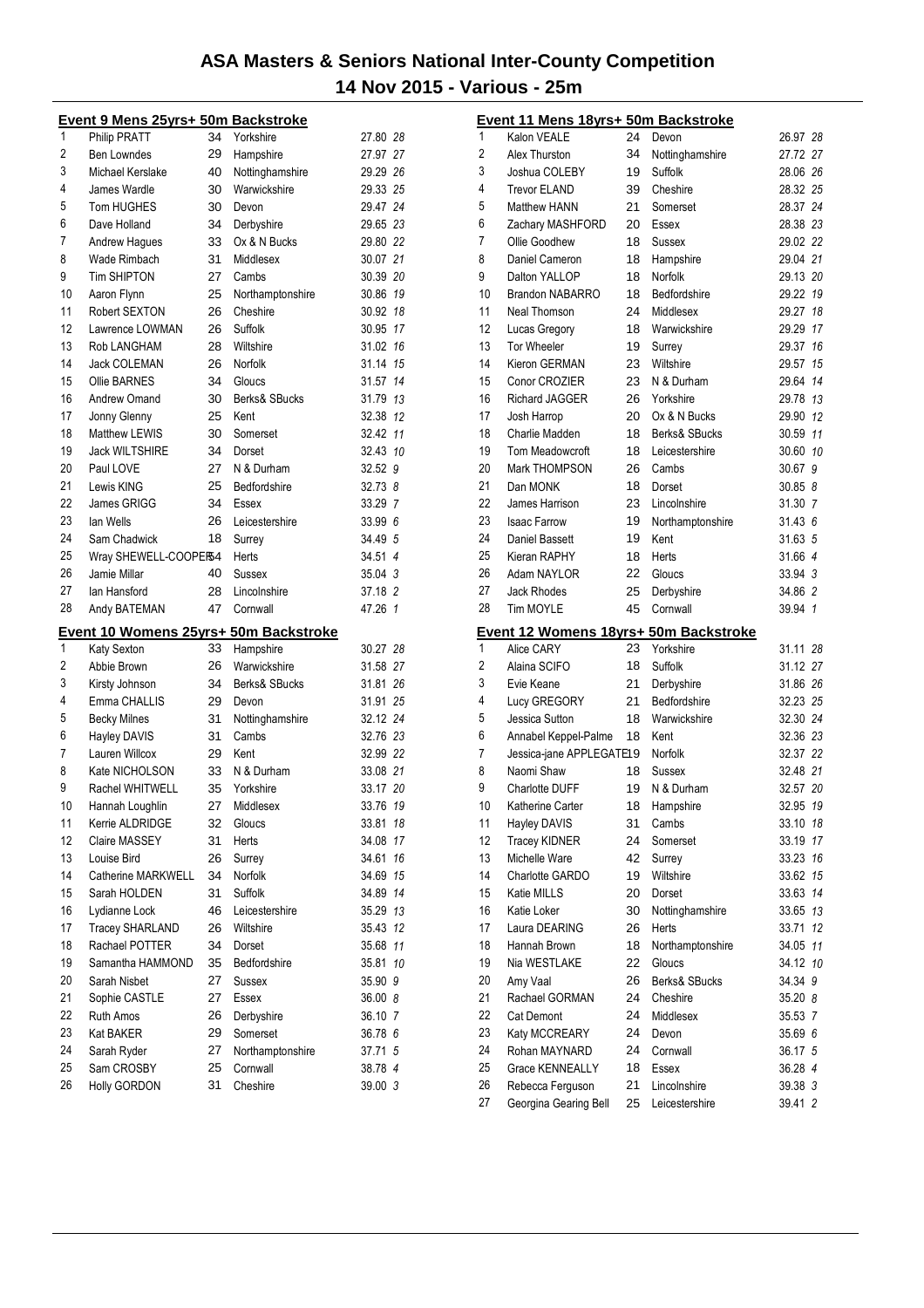# ASA Masters & Seniors National Inter-County Competition

## 14 Nov 2015 - Various - 25m

### Event 9 Mens 25yrs+ 50m Backstroke

| Pos | Name | Age | County | Time | Pts |
|---|---|---|---|---|---|
| 1 | Philip PRATT | 34 | Yorkshire | 27.80 | 28 |
| 2 | Ben Lowndes | 29 | Hampshire | 27.97 | 27 |
| 3 | Michael Kerslake | 40 | Nottinghamshire | 29.29 | 26 |
| 4 | James Wardle | 30 | Warwickshire | 29.33 | 25 |
| 5 | Tom HUGHES | 30 | Devon | 29.47 | 24 |
| 6 | Dave Holland | 34 | Derbyshire | 29.65 | 23 |
| 7 | Andrew Hagues | 33 | Ox & N Bucks | 29.80 | 22 |
| 8 | Wade Rimbach | 31 | Middlesex | 30.07 | 21 |
| 9 | Tim SHIPTON | 27 | Cambs | 30.39 | 20 |
| 10 | Aaron Flynn | 25 | Northamptonshire | 30.86 | 19 |
| 11 | Robert SEXTON | 26 | Cheshire | 30.92 | 18 |
| 12 | Lawrence LOWMAN | 26 | Suffolk | 30.95 | 17 |
| 13 | Rob LANGHAM | 28 | Wiltshire | 31.02 | 16 |
| 14 | Jack COLEMAN | 26 | Norfolk | 31.14 | 15 |
| 15 | Ollie BARNES | 34 | Glouсs | 31.57 | 14 |
| 16 | Andrew Omand | 30 | Berks& SBucks | 31.79 | 13 |
| 17 | Jonny Glenny | 25 | Kent | 32.38 | 12 |
| 18 | Matthew LEWIS | 30 | Somerset | 32.42 | 11 |
| 19 | Jack WILTSHIRE | 34 | Dorset | 32.43 | 10 |
| 20 | Paul LOVE | 27 | N & Durham | 32.52 | 9 |
| 21 | Lewis KING | 25 | Bedfordshire | 32.73 | 8 |
| 22 | James GRIGG | 34 | Essex | 33.29 | 7 |
| 23 | Ian Wells | 26 | Leicestershire | 33.99 | 6 |
| 24 | Sam Chadwick | 18 | Surrey | 34.49 | 5 |
| 25 | Wray SHEWELL-COOPER | 34 | Herts | 34.51 | 4 |
| 26 | Jamie Millar | 40 | Sussex | 35.04 | 3 |
| 27 | Ian Hansford | 28 | Lincolnshire | 37.18 | 2 |
| 28 | Andy BATEMAN | 47 | Cornwall | 47.26 | 1 |

### Event 10 Womens 25yrs+ 50m Backstroke

| Pos | Name | Age | County | Time | Pts |
|---|---|---|---|---|---|
| 1 | Katy Sexton | 33 | Hampshire | 30.27 | 28 |
| 2 | Abbie Brown | 26 | Warwickshire | 31.58 | 27 |
| 3 | Kirsty Johnson | 34 | Berks& SBucks | 31.81 | 26 |
| 4 | Emma CHALLIS | 29 | Devon | 31.91 | 25 |
| 5 | Becky Milnes | 31 | Nottinghamshire | 32.12 | 24 |
| 6 | Hayley DAVIS | 31 | Cambs | 32.76 | 23 |
| 7 | Lauren Willcox | 29 | Kent | 32.99 | 22 |
| 8 | Kate NICHOLSON | 33 | N & Durham | 33.08 | 21 |
| 9 | Rachel WHITWELL | 35 | Yorkshire | 33.17 | 20 |
| 10 | Hannah Loughlin | 27 | Middlesex | 33.76 | 19 |
| 11 | Kerrie ALDRIDGE | 32 | Gloucs | 33.81 | 18 |
| 12 | Claire MASSEY | 31 | Herts | 34.08 | 17 |
| 13 | Louise Bird | 26 | Surrey | 34.61 | 16 |
| 14 | Catherine MARKWELL | 34 | Norfolk | 34.69 | 15 |
| 15 | Sarah HOLDEN | 31 | Suffolk | 34.89 | 14 |
| 16 | Lydianne Lock | 46 | Leicestershire | 35.29 | 13 |
| 17 | Tracey SHARLAND | 26 | Wiltshire | 35.43 | 12 |
| 18 | Rachael POTTER | 34 | Dorset | 35.68 | 11 |
| 19 | Samantha HAMMOND | 35 | Bedfordshire | 35.81 | 10 |
| 20 | Sarah Nisbet | 27 | Sussex | 35.90 | 9 |
| 21 | Sophie CASTLE | 27 | Essex | 36.00 | 8 |
| 22 | Ruth Amos | 26 | Derbyshire | 36.10 | 7 |
| 23 | Kat BAKER | 29 | Somerset | 36.78 | 6 |
| 24 | Sarah Ryder | 27 | Northamptonshire | 37.71 | 5 |
| 25 | Sam CROSBY | 25 | Cornwall | 38.78 | 4 |
| 26 | Holly GORDON | 31 | Cheshire | 39.00 | 3 |

### Event 11 Mens 18yrs+ 50m Backstroke

| Pos | Name | Age | County | Time | Pts |
|---|---|---|---|---|---|
| 1 | Kalon VEALE | 24 | Devon | 26.97 | 28 |
| 2 | Alex Thurston | 34 | Nottinghamshire | 27.72 | 27 |
| 3 | Joshua COLEBY | 19 | Suffolk | 28.06 | 26 |
| 4 | Trevor ELAND | 39 | Cheshire | 28.32 | 25 |
| 5 | Matthew HANN | 21 | Somerset | 28.37 | 24 |
| 6 | Zachary MASHFORD | 20 | Essex | 28.38 | 23 |
| 7 | Ollie Goodhew | 18 | Sussex | 29.02 | 22 |
| 8 | Daniel Cameron | 18 | Hampshire | 29.04 | 21 |
| 9 | Dalton YALLOP | 18 | Norfolk | 29.13 | 20 |
| 10 | Brandon NABARRO | 18 | Bedfordshire | 29.22 | 19 |
| 11 | Neal Thomson | 24 | Middlesex | 29.27 | 18 |
| 12 | Lucas Gregory | 18 | Warwickshire | 29.29 | 17 |
| 13 | Tor Wheeler | 19 | Surrey | 29.37 | 16 |
| 14 | Kieron GERMAN | 23 | Wiltshire | 29.57 | 15 |
| 15 | Conor CROZIER | 23 | N & Durham | 29.64 | 14 |
| 16 | Richard JAGGER | 26 | Yorkshire | 29.78 | 13 |
| 17 | Josh Harrop | 20 | Ox & N Bucks | 29.90 | 12 |
| 18 | Charlie Madden | 18 | Berks& SBucks | 30.59 | 11 |
| 19 | Tom Meadowcroft | 18 | Leicestershire | 30.60 | 10 |
| 20 | Mark THOMPSON | 26 | Cambs | 30.67 | 9 |
| 21 | Dan MONK | 18 | Dorset | 30.85 | 8 |
| 22 | James Harrison | 23 | Lincolnshire | 31.30 | 7 |
| 23 | Isaac Farrow | 19 | Northamptonshire | 31.43 | 6 |
| 24 | Daniel Bassett | 19 | Kent | 31.63 | 5 |
| 25 | Kieran RAPHY | 18 | Herts | 31.66 | 4 |
| 26 | Adam NAYLOR | 22 | Gloucs | 33.94 | 3 |
| 27 | Jack Rhodes | 25 | Derbyshire | 34.86 | 2 |
| 28 | Tim MOYLE | 45 | Cornwall | 39.94 | 1 |

### Event 12 Womens 18yrs+ 50m Backstroke

| Pos | Name | Age | County | Time | Pts |
|---|---|---|---|---|---|
| 1 | Alice CARY | 23 | Yorkshire | 31.11 | 28 |
| 2 | Alaina SCIFO | 18 | Suffolk | 31.12 | 27 |
| 3 | Evie Keane | 21 | Derbyshire | 31.86 | 26 |
| 4 | Lucy GREGORY | 21 | Bedfordshire | 32.23 | 25 |
| 5 | Jessica Sutton | 18 | Warwickshire | 32.30 | 24 |
| 6 | Annabel Keppel-Palme | 18 | Kent | 32.36 | 23 |
| 7 | Jessica-jane APPLEGATE | 19 | Norfolk | 32.37 | 22 |
| 8 | Naomi Shaw | 18 | Sussex | 32.48 | 21 |
| 9 | Charlotte DUFF | 19 | N & Durham | 32.57 | 20 |
| 10 | Katherine Carter | 18 | Hampshire | 32.95 | 19 |
| 11 | Hayley DAVIS | 31 | Cambs | 33.10 | 18 |
| 12 | Tracey KIDNER | 24 | Somerset | 33.19 | 17 |
| 13 | Michelle Ware | 42 | Surrey | 33.23 | 16 |
| 14 | Charlotte GARDO | 19 | Wiltshire | 33.62 | 15 |
| 15 | Katie MILLS | 20 | Dorset | 33.63 | 14 |
| 16 | Katie Loker | 30 | Nottinghamshire | 33.65 | 13 |
| 17 | Laura DEARING | 26 | Herts | 33.71 | 12 |
| 18 | Hannah Brown | 18 | Northamptonshire | 34.05 | 11 |
| 19 | Nia WESTLAKE | 22 | Gloucs | 34.12 | 10 |
| 20 | Amy Vaal | 26 | Berks& SBucks | 34.34 | 9 |
| 21 | Rachael GORMAN | 24 | Cheshire | 35.20 | 8 |
| 22 | Cat Demont | 24 | Middlesex | 35.53 | 7 |
| 23 | Katy MCCREARY | 24 | Devon | 35.69 | 6 |
| 24 | Rohan MAYNARD | 24 | Cornwall | 36.17 | 5 |
| 25 | Grace KENNEALLY | 18 | Essex | 36.28 | 4 |
| 26 | Rebecca Ferguson | 21 | Lincolnshire | 39.38 | 3 |
| 27 | Georgina Gearing Bell | 25 | Leicestershire | 39.41 | 2 |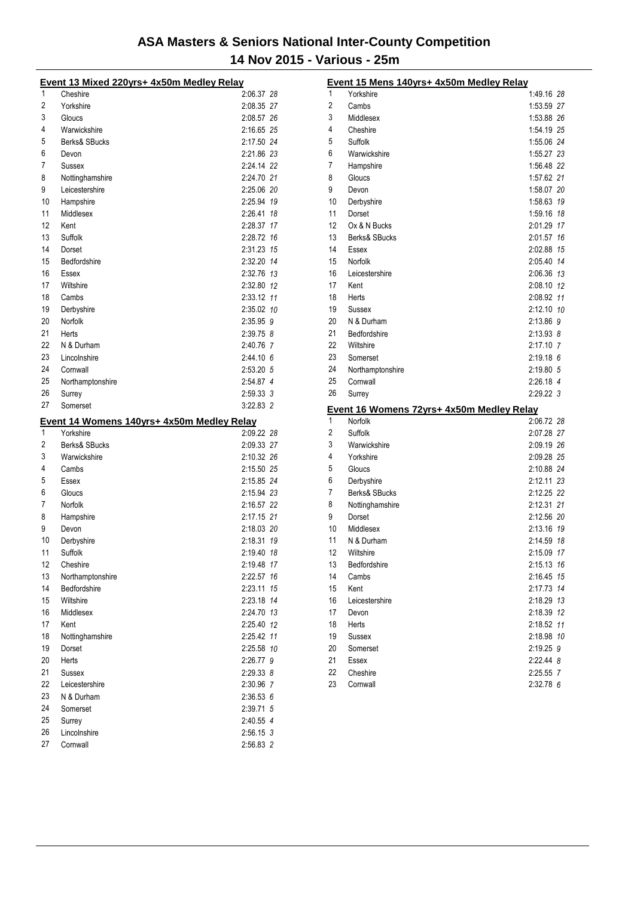# ASA Masters & Seniors National Inter-County Competition

## 14 Nov 2015 - Various - 25m

### Event 13 Mixed 220yrs+ 4x50m Medley Relay

| Place | Team | Time | Points |
|---|---|---|---|
| 1 | Cheshire | 2:06.37 | 28 |
| 2 | Yorkshire | 2:08.35 | 27 |
| 3 | Gloucs | 2:08.57 | 26 |
| 4 | Warwickshire | 2:16.65 | 25 |
| 5 | Berks& SBucks | 2:17.50 | 24 |
| 6 | Devon | 2:21.86 | 23 |
| 7 | Sussex | 2:24.14 | 22 |
| 8 | Nottinghamshire | 2:24.70 | 21 |
| 9 | Leicestershire | 2:25.06 | 20 |
| 10 | Hampshire | 2:25.94 | 19 |
| 11 | Middlesex | 2:26.41 | 18 |
| 12 | Kent | 2:28.37 | 17 |
| 13 | Suffolk | 2:28.72 | 16 |
| 14 | Dorset | 2:31.23 | 15 |
| 15 | Bedfordshire | 2:32.20 | 14 |
| 16 | Essex | 2:32.76 | 13 |
| 17 | Wiltshire | 2:32.80 | 12 |
| 18 | Cambs | 2:33.12 | 11 |
| 19 | Derbyshire | 2:35.02 | 10 |
| 20 | Norfolk | 2:35.95 | 9 |
| 21 | Herts | 2:39.75 | 8 |
| 22 | N & Durham | 2:40.76 | 7 |
| 23 | Lincolnshire | 2:44.10 | 6 |
| 24 | Cornwall | 2:53.20 | 5 |
| 25 | Northamptonshire | 2:54.87 | 4 |
| 26 | Surrey | 2:59.33 | 3 |
| 27 | Somerset | 3:22.83 | 2 |

### Event 14 Womens 140yrs+ 4x50m Medley Relay

| Place | Team | Time | Points |
|---|---|---|---|
| 1 | Yorkshire | 2:09.22 | 28 |
| 2 | Berks& SBucks | 2:09.33 | 27 |
| 3 | Warwickshire | 2:10.32 | 26 |
| 4 | Cambs | 2:15.50 | 25 |
| 5 | Essex | 2:15.85 | 24 |
| 6 | Gloucs | 2:15.94 | 23 |
| 7 | Norfolk | 2:16.57 | 22 |
| 8 | Hampshire | 2:17.15 | 21 |
| 9 | Devon | 2:18.03 | 20 |
| 10 | Derbyshire | 2:18.31 | 19 |
| 11 | Suffolk | 2:19.40 | 18 |
| 12 | Cheshire | 2:19.48 | 17 |
| 13 | Northamptonshire | 2:22.57 | 16 |
| 14 | Bedfordshire | 2:23.11 | 15 |
| 15 | Wiltshire | 2:23.18 | 14 |
| 16 | Middlesex | 2:24.70 | 13 |
| 17 | Kent | 2:25.40 | 12 |
| 18 | Nottinghamshire | 2:25.42 | 11 |
| 19 | Dorset | 2:25.58 | 10 |
| 20 | Herts | 2:26.77 | 9 |
| 21 | Sussex | 2:29.33 | 8 |
| 22 | Leicestershire | 2:30.96 | 7 |
| 23 | N & Durham | 2:36.53 | 6 |
| 24 | Somerset | 2:39.71 | 5 |
| 25 | Surrey | 2:40.55 | 4 |
| 26 | Lincolnshire | 2:56.15 | 3 |
| 27 | Cornwall | 2:56.83 | 2 |

### Event 15 Mens 140yrs+ 4x50m Medley Relay

| Place | Team | Time | Points |
|---|---|---|---|
| 1 | Yorkshire | 1:49.16 | 28 |
| 2 | Cambs | 1:53.59 | 27 |
| 3 | Middlesex | 1:53.88 | 26 |
| 4 | Cheshire | 1:54.19 | 25 |
| 5 | Suffolk | 1:55.06 | 24 |
| 6 | Warwickshire | 1:55.27 | 23 |
| 7 | Hampshire | 1:56.48 | 22 |
| 8 | Gloucs | 1:57.62 | 21 |
| 9 | Devon | 1:58.07 | 20 |
| 10 | Derbyshire | 1:58.63 | 19 |
| 11 | Dorset | 1:59.16 | 18 |
| 12 | Ox & N Bucks | 2:01.29 | 17 |
| 13 | Berks& SBucks | 2:01.57 | 16 |
| 14 | Essex | 2:02.88 | 15 |
| 15 | Norfolk | 2:05.40 | 14 |
| 16 | Leicestershire | 2:06.36 | 13 |
| 17 | Kent | 2:08.10 | 12 |
| 18 | Herts | 2:08.92 | 11 |
| 19 | Sussex | 2:12.10 | 10 |
| 20 | N & Durham | 2:13.86 | 9 |
| 21 | Bedfordshire | 2:13.93 | 8 |
| 22 | Wiltshire | 2:17.10 | 7 |
| 23 | Somerset | 2:19.18 | 6 |
| 24 | Northamptonshire | 2:19.80 | 5 |
| 25 | Cornwall | 2:26.18 | 4 |
| 26 | Surrey | 2:29.22 | 3 |

### Event 16 Womens 72yrs+ 4x50m Medley Relay

| Place | Team | Time | Points |
|---|---|---|---|
| 1 | Norfolk | 2:06.72 | 28 |
| 2 | Suffolk | 2:07.28 | 27 |
| 3 | Warwickshire | 2:09.19 | 26 |
| 4 | Yorkshire | 2:09.28 | 25 |
| 5 | Gloucs | 2:10.88 | 24 |
| 6 | Derbyshire | 2:12.11 | 23 |
| 7 | Berks& SBucks | 2:12.25 | 22 |
| 8 | Nottinghamshire | 2:12.31 | 21 |
| 9 | Dorset | 2:12.56 | 20 |
| 10 | Middlesex | 2:13.16 | 19 |
| 11 | N & Durham | 2:14.59 | 18 |
| 12 | Wiltshire | 2:15.09 | 17 |
| 13 | Bedfordshire | 2:15.13 | 16 |
| 14 | Cambs | 2:16.45 | 15 |
| 15 | Kent | 2:17.73 | 14 |
| 16 | Leicestershire | 2:18.29 | 13 |
| 17 | Devon | 2:18.39 | 12 |
| 18 | Herts | 2:18.52 | 11 |
| 19 | Sussex | 2:18.98 | 10 |
| 20 | Somerset | 2:19.25 | 9 |
| 21 | Essex | 2:22.44 | 8 |
| 22 | Cheshire | 2:25.55 | 7 |
| 23 | Cornwall | 2:32.78 | 6 |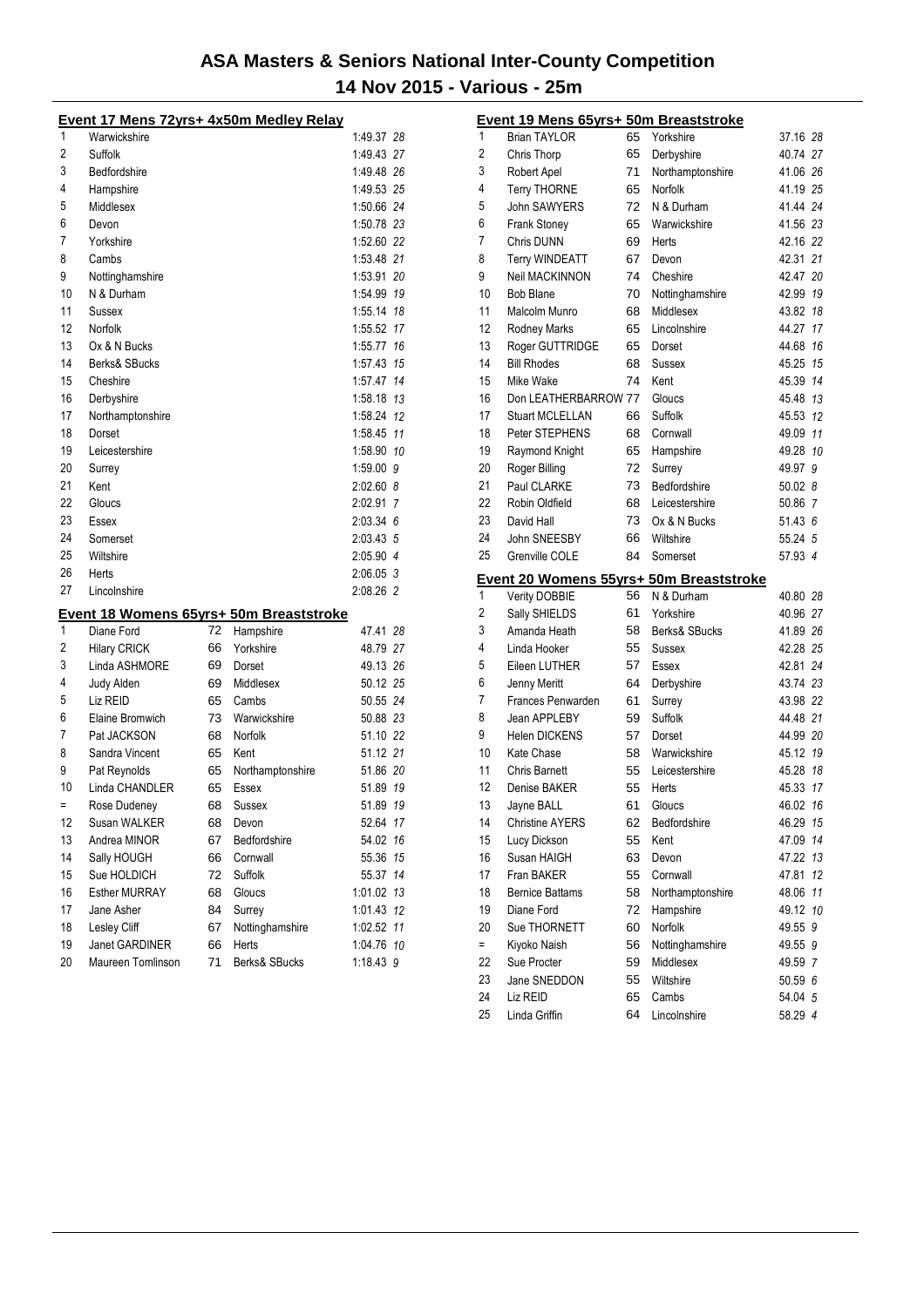# ASA Masters & Seniors National Inter-County Competition

## 14 Nov 2015 - Various - 25m

### Event 17 Mens 72yrs+ 4x50m Medley Relay

| Pos | Team | Time | Pts |
|---|---|---|---|
| 1 | Warwickshire | 1:49.37 | 28 |
| 2 | Suffolk | 1:49.43 | 27 |
| 3 | Bedfordshire | 1:49.48 | 26 |
| 4 | Hampshire | 1:49.53 | 25 |
| 5 | Middlesex | 1:50.66 | 24 |
| 6 | Devon | 1:50.78 | 23 |
| 7 | Yorkshire | 1:52.60 | 22 |
| 8 | Cambs | 1:53.48 | 21 |
| 9 | Nottinghamshire | 1:53.91 | 20 |
| 10 | N & Durham | 1:54.99 | 19 |
| 11 | Sussex | 1:55.14 | 18 |
| 12 | Norfolk | 1:55.52 | 17 |
| 13 | Ox & N Bucks | 1:55.77 | 16 |
| 14 | Berks& SBucks | 1:57.43 | 15 |
| 15 | Cheshire | 1:57.47 | 14 |
| 16 | Derbyshire | 1:58.18 | 13 |
| 17 | Northamptonshire | 1:58.24 | 12 |
| 18 | Dorset | 1:58.45 | 11 |
| 19 | Leicestershire | 1:58.90 | 10 |
| 20 | Surrey | 1:59.00 | 9 |
| 21 | Kent | 2:02.60 | 8 |
| 22 | Gloucs | 2:02.91 | 7 |
| 23 | Essex | 2:03.34 | 6 |
| 24 | Somerset | 2:03.43 | 5 |
| 25 | Wiltshire | 2:05.90 | 4 |
| 26 | Herts | 2:06.05 | 3 |
| 27 | Lincolnshire | 2:08.26 | 2 |

### Event 18 Womens 65yrs+ 50m Breaststroke

| Pos | Name | Age | County | Time | Pts |
|---|---|---|---|---|---|
| 1 | Diane Ford | 72 | Hampshire | 47.41 | 28 |
| 2 | Hilary CRICK | 66 | Yorkshire | 48.79 | 27 |
| 3 | Linda ASHMORE | 69 | Dorset | 49.13 | 26 |
| 4 | Judy Alden | 69 | Middlesex | 50.12 | 25 |
| 5 | Liz REID | 65 | Cambs | 50.55 | 24 |
| 6 | Elaine Bromwich | 73 | Warwickshire | 50.88 | 23 |
| 7 | Pat JACKSON | 68 | Norfolk | 51.10 | 22 |
| 8 | Sandra Vincent | 65 | Kent | 51.12 | 21 |
| 9 | Pat Reynolds | 65 | Northamptonshire | 51.86 | 20 |
| 10 | Linda CHANDLER | 65 | Essex | 51.89 | 19 |
| = | Rose Dudeney | 68 | Sussex | 51.89 | 19 |
| 12 | Susan WALKER | 68 | Devon | 52.64 | 17 |
| 13 | Andrea MINOR | 67 | Bedfordshire | 54.02 | 16 |
| 14 | Sally HOUGH | 66 | Cornwall | 55.36 | 15 |
| 15 | Sue HOLDICH | 72 | Suffolk | 55.37 | 14 |
| 16 | Esther MURRAY | 68 | Gloucs | 1:01.02 | 13 |
| 17 | Jane Asher | 84 | Surrey | 1:01.43 | 12 |
| 18 | Lesley Cliff | 67 | Nottinghamshire | 1:02.52 | 11 |
| 19 | Janet GARDINER | 66 | Herts | 1:04.76 | 10 |
| 20 | Maureen Tomlinson | 71 | Berks& SBucks | 1:18.43 | 9 |

### Event 19 Mens 65yrs+ 50m Breaststroke

| Pos | Name | Age | County | Time | Pts |
|---|---|---|---|---|---|
| 1 | Brian TAYLOR | 65 | Yorkshire | 37.16 | 28 |
| 2 | Chris Thorp | 65 | Derbyshire | 40.74 | 27 |
| 3 | Robert Apel | 71 | Northamptonshire | 41.06 | 26 |
| 4 | Terry THORNE | 65 | Norfolk | 41.19 | 25 |
| 5 | John SAWYERS | 72 | N & Durham | 41.44 | 24 |
| 6 | Frank Stoney | 65 | Warwickshire | 41.56 | 23 |
| 7 | Chris DUNN | 69 | Herts | 42.16 | 22 |
| 8 | Terry WINDEATT | 67 | Devon | 42.31 | 21 |
| 9 | Neil MACKINNON | 74 | Cheshire | 42.47 | 20 |
| 10 | Bob Blane | 70 | Nottinghamshire | 42.99 | 19 |
| 11 | Malcolm Munro | 68 | Middlesex | 43.82 | 18 |
| 12 | Rodney Marks | 65 | Lincolnshire | 44.27 | 17 |
| 13 | Roger GUTTRIDGE | 65 | Dorset | 44.68 | 16 |
| 14 | Bill Rhodes | 68 | Sussex | 45.25 | 15 |
| 15 | Mike Wake | 74 | Kent | 45.39 | 14 |
| 16 | Don LEATHERBARROW | 77 | Gloucs | 45.48 | 13 |
| 17 | Stuart MCLELLAN | 66 | Suffolk | 45.53 | 12 |
| 18 | Peter STEPHENS | 68 | Cornwall | 49.09 | 11 |
| 19 | Raymond Knight | 65 | Hampshire | 49.28 | 10 |
| 20 | Roger Billing | 72 | Surrey | 49.97 | 9 |
| 21 | Paul CLARKE | 73 | Bedfordshire | 50.02 | 8 |
| 22 | Robin Oldfield | 68 | Leicestershire | 50.86 | 7 |
| 23 | David Hall | 73 | Ox & N Bucks | 51.43 | 6 |
| 24 | John SNEESBY | 66 | Wiltshire | 55.24 | 5 |
| 25 | Grenville COLE | 84 | Somerset | 57.93 | 4 |

### Event 20 Womens 55yrs+ 50m Breaststroke

| Pos | Name | Age | County | Time | Pts |
|---|---|---|---|---|---|
| 1 | Verity DOBBIE | 56 | N & Durham | 40.80 | 28 |
| 2 | Sally SHIELDS | 61 | Yorkshire | 40.96 | 27 |
| 3 | Amanda Heath | 58 | Berks& SBucks | 41.89 | 26 |
| 4 | Linda Hooker | 55 | Sussex | 42.28 | 25 |
| 5 | Eileen LUTHER | 57 | Essex | 42.81 | 24 |
| 6 | Jenny Meritt | 64 | Derbyshire | 43.74 | 23 |
| 7 | Frances Penwarden | 61 | Surrey | 43.98 | 22 |
| 8 | Jean APPLEBY | 59 | Suffolk | 44.48 | 21 |
| 9 | Helen DICKENS | 57 | Dorset | 44.99 | 20 |
| 10 | Kate Chase | 58 | Warwickshire | 45.12 | 19 |
| 11 | Chris Barnett | 55 | Leicestershire | 45.28 | 18 |
| 12 | Denise BAKER | 55 | Herts | 45.33 | 17 |
| 13 | Jayne BALL | 61 | Gloucs | 46.02 | 16 |
| 14 | Christine AYERS | 62 | Bedfordshire | 46.29 | 15 |
| 15 | Lucy Dickson | 55 | Kent | 47.09 | 14 |
| 16 | Susan HAIGH | 63 | Devon | 47.22 | 13 |
| 17 | Fran BAKER | 55 | Cornwall | 47.81 | 12 |
| 18 | Bernice Battams | 58 | Northamptonshire | 48.06 | 11 |
| 19 | Diane Ford | 72 | Hampshire | 49.12 | 10 |
| 20 | Sue THORNETT | 60 | Norfolk | 49.55 | 9 |
| = | Kiyoko Naish | 56 | Nottinghamshire | 49.55 | 9 |
| 22 | Sue Procter | 59 | Middlesex | 49.59 | 7 |
| 23 | Jane SNEDDON | 55 | Wiltshire | 50.59 | 6 |
| 24 | Liz REID | 65 | Cambs | 54.04 | 5 |
| 25 | Linda Griffin | 64 | Lincolnshire | 58.29 | 4 |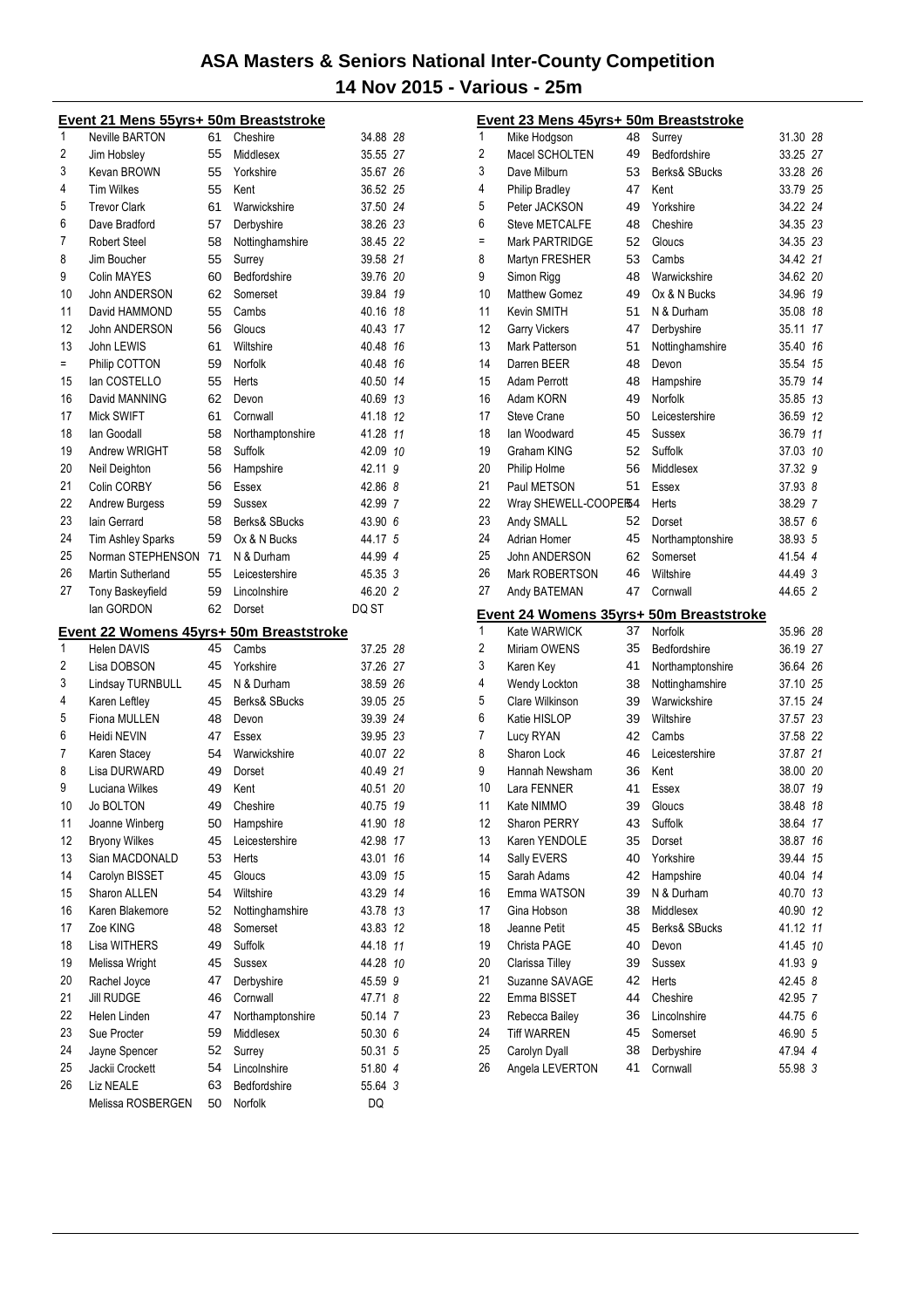# ASA Masters & Seniors National Inter-County Competition

## 14 Nov 2015 - Various - 25m

### Event 21 Mens 55yrs+ 50m Breaststroke

| Place | Name | Age | County | Time | Points |
|---|---|---|---|---|---|
| 1 | Neville BARTON | 61 | Cheshire | 34.88 | 28 |
| 2 | Jim Hobsley | 55 | Middlesex | 35.55 | 27 |
| 3 | Kevan BROWN | 55 | Yorkshire | 35.67 | 26 |
| 4 | Tim Wilkes | 55 | Kent | 36.52 | 25 |
| 5 | Trevor Clark | 61 | Warwickshire | 37.50 | 24 |
| 6 | Dave Bradford | 57 | Derbyshire | 38.26 | 23 |
| 7 | Robert Steel | 58 | Nottinghamshire | 38.45 | 22 |
| 8 | Jim Boucher | 55 | Surrey | 39.58 | 21 |
| 9 | Colin MAYES | 60 | Bedfordshire | 39.76 | 20 |
| 10 | John ANDERSON | 62 | Somerset | 39.84 | 19 |
| 11 | David HAMMOND | 55 | Cambs | 40.16 | 18 |
| 12 | John ANDERSON | 56 | Gloucs | 40.43 | 17 |
| 13 | John LEWIS | 61 | Wiltshire | 40.48 | 16 |
| = | Philip COTTON | 59 | Norfolk | 40.48 | 16 |
| 15 | Ian COSTELLO | 55 | Herts | 40.50 | 14 |
| 16 | David MANNING | 62 | Devon | 40.69 | 13 |
| 17 | Mick SWIFT | 61 | Cornwall | 41.18 | 12 |
| 18 | Ian Goodall | 58 | Northamptonshire | 41.28 | 11 |
| 19 | Andrew WRIGHT | 58 | Suffolk | 42.09 | 10 |
| 20 | Neil Deighton | 56 | Hampshire | 42.11 | 9 |
| 21 | Colin CORBY | 56 | Essex | 42.86 | 8 |
| 22 | Andrew Burgess | 59 | Sussex | 42.99 | 7 |
| 23 | Iain Gerrard | 58 | Berks& SBucks | 43.90 | 6 |
| 24 | Tim Ashley Sparks | 59 | Ox & N Bucks | 44.17 | 5 |
| 25 | Norman STEPHENSON | 71 | N & Durham | 44.99 | 4 |
| 26 | Martin Sutherland | 55 | Leicestershire | 45.35 | 3 |
| 27 | Tony Baskeyfield | 59 | Lincolnshire | 46.20 | 2 |
| | Ian GORDON | 62 | Dorset | DQ ST | |

### Event 22 Womens 45yrs+ 50m Breaststroke

| Place | Name | Age | County | Time | Points |
|---|---|---|---|---|---|
| 1 | Helen DAVIS | 45 | Cambs | 37.25 | 28 |
| 2 | Lisa DOBSON | 45 | Yorkshire | 37.26 | 27 |
| 3 | Lindsay TURNBULL | 45 | N & Durham | 38.59 | 26 |
| 4 | Karen Leftley | 45 | Berks& SBucks | 39.05 | 25 |
| 5 | Fiona MULLEN | 48 | Devon | 39.39 | 24 |
| 6 | Heidi NEVIN | 47 | Essex | 39.95 | 23 |
| 7 | Karen Stacey | 54 | Warwickshire | 40.07 | 22 |
| 8 | Lisa DURWARD | 49 | Dorset | 40.49 | 21 |
| 9 | Luciana Wilkes | 49 | Kent | 40.51 | 20 |
| 10 | Jo BOLTON | 49 | Cheshire | 40.75 | 19 |
| 11 | Joanne Winberg | 50 | Hampshire | 41.90 | 18 |
| 12 | Bryony Wilkes | 45 | Leicestershire | 42.98 | 17 |
| 13 | Sian MACDONALD | 53 | Herts | 43.01 | 16 |
| 14 | Carolyn BISSET | 45 | Gloucs | 43.09 | 15 |
| 15 | Sharon ALLEN | 54 | Wiltshire | 43.29 | 14 |
| 16 | Karen Blakemore | 52 | Nottinghamshire | 43.78 | 13 |
| 17 | Zoe KING | 48 | Somerset | 43.83 | 12 |
| 18 | Lisa WITHERS | 49 | Suffolk | 44.18 | 11 |
| 19 | Melissa Wright | 45 | Sussex | 44.28 | 10 |
| 20 | Rachel Joyce | 47 | Derbyshire | 45.59 | 9 |
| 21 | Jill RUDGE | 46 | Cornwall | 47.71 | 8 |
| 22 | Helen Linden | 47 | Northamptonshire | 50.14 | 7 |
| 23 | Sue Procter | 59 | Middlesex | 50.30 | 6 |
| 24 | Jayne Spencer | 52 | Surrey | 50.31 | 5 |
| 25 | Jackii Crockett | 54 | Lincolnshire | 51.80 | 4 |
| 26 | Liz NEALE | 63 | Bedfordshire | 55.64 | 3 |
| | Melissa ROSBERGEN | 50 | Norfolk | DQ | |

### Event 23 Mens 45yrs+ 50m Breaststroke

| Place | Name | Age | County | Time | Points |
|---|---|---|---|---|---|
| 1 | Mike Hodgson | 48 | Surrey | 31.30 | 28 |
| 2 | Macel SCHOLTEN | 49 | Bedfordshire | 33.25 | 27 |
| 3 | Dave Milburn | 53 | Berks& SBucks | 33.28 | 26 |
| 4 | Philip Bradley | 47 | Kent | 33.79 | 25 |
| 5 | Peter JACKSON | 49 | Yorkshire | 34.22 | 24 |
| 6 | Steve METCALFE | 48 | Cheshire | 34.35 | 23 |
| = | Mark PARTRIDGE | 52 | Gloucs | 34.35 | 23 |
| 8 | Martyn FRESHER | 53 | Cambs | 34.42 | 21 |
| 9 | Simon Rigg | 48 | Warwickshire | 34.62 | 20 |
| 10 | Matthew Gomez | 49 | Ox & N Bucks | 34.96 | 19 |
| 11 | Kevin SMITH | 51 | N & Durham | 35.08 | 18 |
| 12 | Garry Vickers | 47 | Derbyshire | 35.11 | 17 |
| 13 | Mark Patterson | 51 | Nottinghamshire | 35.40 | 16 |
| 14 | Darren BEER | 48 | Devon | 35.54 | 15 |
| 15 | Adam Perrott | 48 | Hampshire | 35.79 | 14 |
| 16 | Adam KORN | 49 | Norfolk | 35.85 | 13 |
| 17 | Steve Crane | 50 | Leicestershire | 36.59 | 12 |
| 18 | Ian Woodward | 45 | Sussex | 36.79 | 11 |
| 19 | Graham KING | 52 | Suffolk | 37.03 | 10 |
| 20 | Philip Holme | 56 | Middlesex | 37.32 | 9 |
| 21 | Paul METSON | 51 | Essex | 37.93 | 8 |
| 22 | Wray SHEWELL-COOPER | 54 | Herts | 38.29 | 7 |
| 23 | Andy SMALL | 52 | Dorset | 38.57 | 6 |
| 24 | Adrian Homer | 45 | Northamptonshire | 38.93 | 5 |
| 25 | John ANDERSON | 62 | Somerset | 41.54 | 4 |
| 26 | Mark ROBERTSON | 46 | Wiltshire | 44.49 | 3 |
| 27 | Andy BATEMAN | 47 | Cornwall | 44.65 | 2 |

### Event 24 Womens 35yrs+ 50m Breaststroke

| Place | Name | Age | County | Time | Points |
|---|---|---|---|---|---|
| 1 | Kate WARWICK | 37 | Norfolk | 35.96 | 28 |
| 2 | Miriam OWENS | 35 | Bedfordshire | 36.19 | 27 |
| 3 | Karen Key | 41 | Northamptonshire | 36.64 | 26 |
| 4 | Wendy Lockton | 38 | Nottinghamshire | 37.10 | 25 |
| 5 | Clare Wilkinson | 39 | Warwickshire | 37.15 | 24 |
| 6 | Katie HISLOP | 39 | Wiltshire | 37.57 | 23 |
| 7 | Lucy RYAN | 42 | Cambs | 37.58 | 22 |
| 8 | Sharon Lock | 46 | Leicestershire | 37.87 | 21 |
| 9 | Hannah Newsham | 36 | Kent | 38.00 | 20 |
| 10 | Lara FENNER | 41 | Essex | 38.07 | 19 |
| 11 | Kate NIMMO | 39 | Gloucs | 38.48 | 18 |
| 12 | Sharon PERRY | 43 | Suffolk | 38.64 | 17 |
| 13 | Karen YENDOLE | 35 | Dorset | 38.87 | 16 |
| 14 | Sally EVERS | 40 | Yorkshire | 39.44 | 15 |
| 15 | Sarah Adams | 42 | Hampshire | 40.04 | 14 |
| 16 | Emma WATSON | 39 | N & Durham | 40.70 | 13 |
| 17 | Gina Hobson | 38 | Middlesex | 40.90 | 12 |
| 18 | Jeanne Petit | 45 | Berks& SBucks | 41.12 | 11 |
| 19 | Christa PAGE | 40 | Devon | 41.45 | 10 |
| 20 | Clarissa Tilley | 39 | Sussex | 41.93 | 9 |
| 21 | Suzanne SAVAGE | 42 | Herts | 42.45 | 8 |
| 22 | Emma BISSET | 44 | Cheshire | 42.95 | 7 |
| 23 | Rebecca Bailey | 36 | Lincolnshire | 44.75 | 6 |
| 24 | Tiff WARREN | 45 | Somerset | 46.90 | 5 |
| 25 | Carolyn Dyall | 38 | Derbyshire | 47.94 | 4 |
| 26 | Angela LEVERTON | 41 | Cornwall | 55.98 | 3 |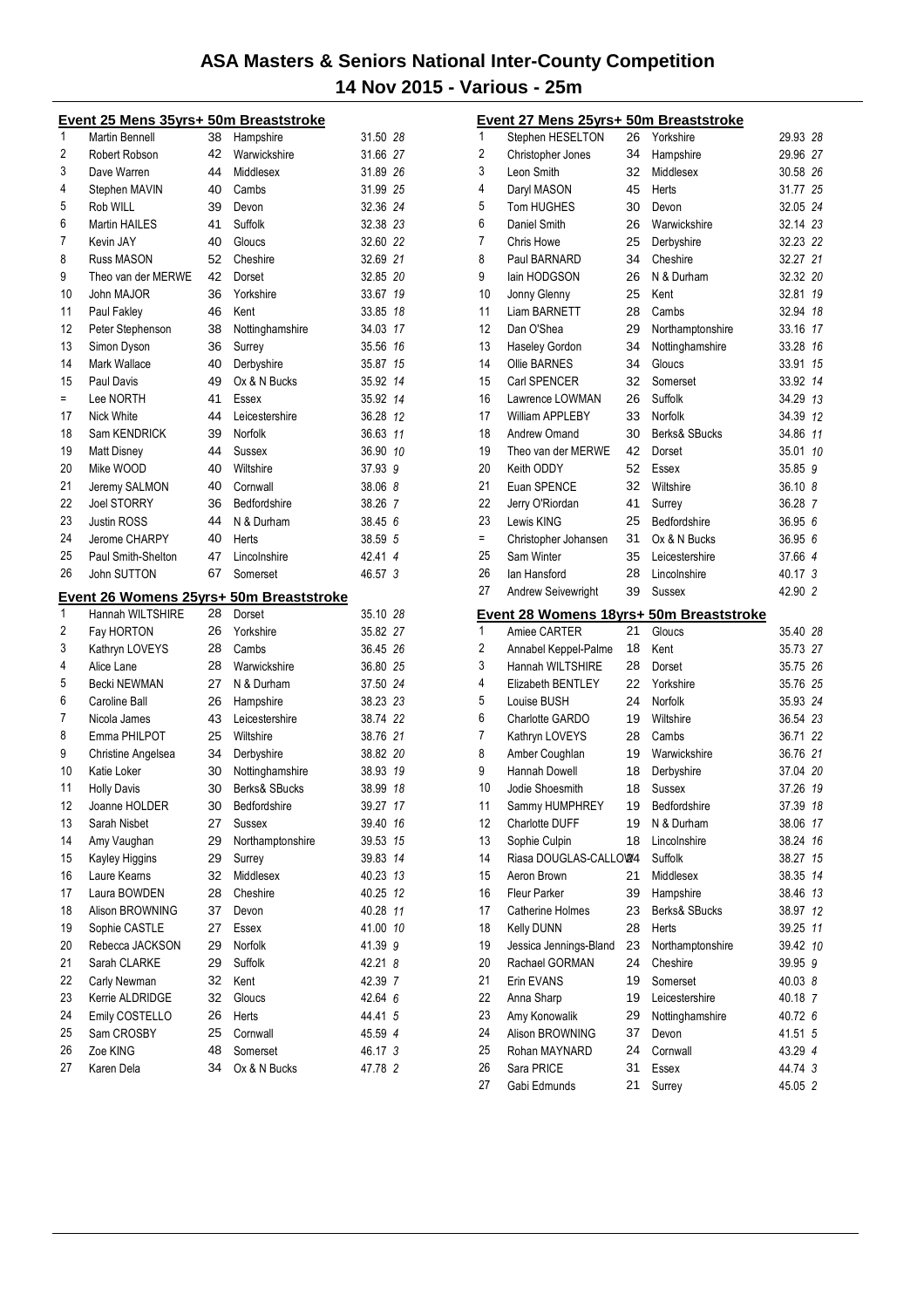# ASA Masters & Seniors National Inter-County Competition

## 14 Nov 2015 - Various - 25m

### Event 25 Mens 35yrs+ 50m Breaststroke

| Place | Name | Age | County | Time | Points |
|---|---|---|---|---|---|
| 1 | Martin Bennell | 38 | Hampshire | 31.50 | 28 |
| 2 | Robert Robson | 42 | Warwickshire | 31.66 | 27 |
| 3 | Dave Warren | 44 | Middlesex | 31.89 | 26 |
| 4 | Stephen MAVIN | 40 | Cambs | 31.99 | 25 |
| 5 | Rob WILL | 39 | Devon | 32.36 | 24 |
| 6 | Martin HAILES | 41 | Suffolk | 32.38 | 23 |
| 7 | Kevin JAY | 40 | Gloucs | 32.60 | 22 |
| 8 | Russ MASON | 52 | Cheshire | 32.69 | 21 |
| 9 | Theo van der MERWE | 42 | Dorset | 32.85 | 20 |
| 10 | John MAJOR | 36 | Yorkshire | 33.67 | 19 |
| 11 | Paul Fakley | 46 | Kent | 33.85 | 18 |
| 12 | Peter Stephenson | 38 | Nottinghamshire | 34.03 | 17 |
| 13 | Simon Dyson | 36 | Surrey | 35.56 | 16 |
| 14 | Mark Wallace | 40 | Derbyshire | 35.87 | 15 |
| 15 | Paul Davis | 49 | Ox & N Bucks | 35.92 | 14 |
| = | Lee NORTH | 41 | Essex | 35.92 | 14 |
| 17 | Nick White | 44 | Leicestershire | 36.28 | 12 |
| 18 | Sam KENDRICK | 39 | Norfolk | 36.63 | 11 |
| 19 | Matt Disney | 44 | Sussex | 36.90 | 10 |
| 20 | Mike WOOD | 40 | Wiltshire | 37.93 | 9 |
| 21 | Jeremy SALMON | 40 | Cornwall | 38.06 | 8 |
| 22 | Joel STORRY | 36 | Bedfordshire | 38.26 | 7 |
| 23 | Justin ROSS | 44 | N & Durham | 38.45 | 6 |
| 24 | Jerome CHARPY | 40 | Herts | 38.59 | 5 |
| 25 | Paul Smith-Shelton | 47 | Lincolnshire | 42.41 | 4 |
| 26 | John SUTTON | 67 | Somerset | 46.57 | 3 |

### Event 26 Womens 25yrs+ 50m Breaststroke

| Place | Name | Age | County | Time | Points |
|---|---|---|---|---|---|
| 1 | Hannah WILTSHIRE | 28 | Dorset | 35.10 | 28 |
| 2 | Fay HORTON | 26 | Yorkshire | 35.82 | 27 |
| 3 | Kathryn LOVEYS | 28 | Cambs | 36.45 | 26 |
| 4 | Alice Lane | 28 | Warwickshire | 36.80 | 25 |
| 5 | Becki NEWMAN | 27 | N & Durham | 37.50 | 24 |
| 6 | Caroline Ball | 26 | Hampshire | 38.23 | 23 |
| 7 | Nicola James | 43 | Leicestershire | 38.74 | 22 |
| 8 | Emma PHILPOT | 25 | Wiltshire | 38.76 | 21 |
| 9 | Christine Angelsea | 34 | Derbyshire | 38.82 | 20 |
| 10 | Katie Loker | 30 | Nottinghamshire | 38.93 | 19 |
| 11 | Holly Davis | 30 | Berks& SBucks | 38.99 | 18 |
| 12 | Joanne HOLDER | 30 | Bedfordshire | 39.27 | 17 |
| 13 | Sarah Nisbet | 27 | Sussex | 39.40 | 16 |
| 14 | Amy Vaughan | 29 | Northamptonshire | 39.53 | 15 |
| 15 | Kayley Higgins | 29 | Surrey | 39.83 | 14 |
| 16 | Laure Kearns | 32 | Middlesex | 40.23 | 13 |
| 17 | Laura BOWDEN | 28 | Cheshire | 40.25 | 12 |
| 18 | Alison BROWNING | 37 | Devon | 40.28 | 11 |
| 19 | Sophie CASTLE | 27 | Essex | 41.00 | 10 |
| 20 | Rebecca JACKSON | 29 | Norfolk | 41.39 | 9 |
| 21 | Sarah CLARKE | 29 | Suffolk | 42.21 | 8 |
| 22 | Carly Newman | 32 | Kent | 42.39 | 7 |
| 23 | Kerrie ALDRIDGE | 32 | Gloucs | 42.64 | 6 |
| 24 | Emily COSTELLO | 26 | Herts | 44.41 | 5 |
| 25 | Sam CROSBY | 25 | Cornwall | 45.59 | 4 |
| 26 | Zoe KING | 48 | Somerset | 46.17 | 3 |
| 27 | Karen Dela | 34 | Ox & N Bucks | 47.78 | 2 |

### Event 27 Mens 25yrs+ 50m Breaststroke

| Place | Name | Age | County | Time | Points |
|---|---|---|---|---|---|
| 1 | Stephen HESELTON | 26 | Yorkshire | 29.93 | 28 |
| 2 | Christopher Jones | 34 | Hampshire | 29.96 | 27 |
| 3 | Leon Smith | 32 | Middlesex | 30.58 | 26 |
| 4 | Daryl MASON | 45 | Herts | 31.77 | 25 |
| 5 | Tom HUGHES | 30 | Devon | 32.05 | 24 |
| 6 | Daniel Smith | 26 | Warwickshire | 32.14 | 23 |
| 7 | Chris Howe | 25 | Derbyshire | 32.23 | 22 |
| 8 | Paul BARNARD | 34 | Cheshire | 32.27 | 21 |
| 9 | Iain HODGSON | 26 | N & Durham | 32.32 | 20 |
| 10 | Jonny Glenny | 25 | Kent | 32.81 | 19 |
| 11 | Liam BARNETT | 28 | Cambs | 32.94 | 18 |
| 12 | Dan O'Shea | 29 | Northamptonshire | 33.16 | 17 |
| 13 | Haseley Gordon | 34 | Nottinghamshire | 33.28 | 16 |
| 14 | Ollie BARNES | 34 | Gloucs | 33.91 | 15 |
| 15 | Carl SPENCER | 32 | Somerset | 33.92 | 14 |
| 16 | Lawrence LOWMAN | 26 | Suffolk | 34.29 | 13 |
| 17 | William APPLEBY | 33 | Norfolk | 34.39 | 12 |
| 18 | Andrew Omand | 30 | Berks& SBucks | 34.86 | 11 |
| 19 | Theo van der MERWE | 42 | Dorset | 35.01 | 10 |
| 20 | Keith ODDY | 52 | Essex | 35.85 | 9 |
| 21 | Euan SPENCE | 32 | Wiltshire | 36.10 | 8 |
| 22 | Jerry O'Riordan | 41 | Surrey | 36.28 | 7 |
| 23 | Lewis KING | 25 | Bedfordshire | 36.95 | 6 |
| = | Christopher Johansen | 31 | Ox & N Bucks | 36.95 | 6 |
| 25 | Sam Winter | 35 | Leicestershire | 37.66 | 4 |
| 26 | Ian Hansford | 28 | Lincolnshire | 40.17 | 3 |
| 27 | Andrew Seivewright | 39 | Sussex | 42.90 | 2 |

### Event 28 Womens 18yrs+ 50m Breaststroke

| Place | Name | Age | County | Time | Points |
|---|---|---|---|---|---|
| 1 | Amiee CARTER | 21 | Gloucs | 35.40 | 28 |
| 2 | Annabel Keppel-Palme | 18 | Kent | 35.73 | 27 |
| 3 | Hannah WILTSHIRE | 28 | Dorset | 35.75 | 26 |
| 4 | Elizabeth BENTLEY | 22 | Yorkshire | 35.76 | 25 |
| 5 | Louise BUSH | 24 | Norfolk | 35.93 | 24 |
| 6 | Charlotte GARDO | 19 | Wiltshire | 36.54 | 23 |
| 7 | Kathryn LOVEYS | 28 | Cambs | 36.71 | 22 |
| 8 | Amber Coughlan | 19 | Warwickshire | 36.76 | 21 |
| 9 | Hannah Dowell | 18 | Derbyshire | 37.04 | 20 |
| 10 | Jodie Shoesmith | 18 | Sussex | 37.26 | 19 |
| 11 | Sammy HUMPHREY | 19 | Bedfordshire | 37.39 | 18 |
| 12 | Charlotte DUFF | 19 | N & Durham | 38.06 | 17 |
| 13 | Sophie Culpin | 18 | Lincolnshire | 38.24 | 16 |
| 14 | Riasa DOUGLAS-CALLOW | 24 | Suffolk | 38.27 | 15 |
| 15 | Aeron Brown | 21 | Middlesex | 38.35 | 14 |
| 16 | Fleur Parker | 39 | Hampshire | 38.46 | 13 |
| 17 | Catherine Holmes | 23 | Berks& SBucks | 38.97 | 12 |
| 18 | Kelly DUNN | 28 | Herts | 39.25 | 11 |
| 19 | Jessica Jennings-Bland | 23 | Northamptonshire | 39.42 | 10 |
| 20 | Rachael GORMAN | 24 | Cheshire | 39.95 | 9 |
| 21 | Erin EVANS | 19 | Somerset | 40.03 | 8 |
| 22 | Anna Sharp | 19 | Leicestershire | 40.18 | 7 |
| 23 | Amy Konowalik | 29 | Nottinghamshire | 40.72 | 6 |
| 24 | Alison BROWNING | 37 | Devon | 41.51 | 5 |
| 25 | Rohan MAYNARD | 24 | Cornwall | 43.29 | 4 |
| 26 | Sara PRICE | 31 | Essex | 44.74 | 3 |
| 27 | Gabi Edmunds | 21 | Surrey | 45.05 | 2 |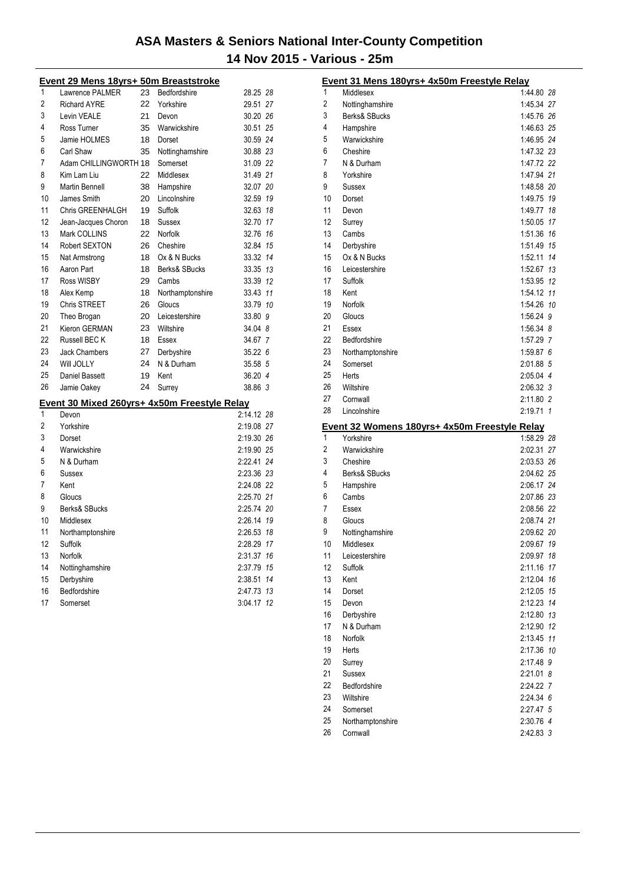# ASA Masters & Seniors National Inter-County Competition

## 14 Nov 2015 - Various - 25m

### Event 29 Mens 18yrs+ 50m Breaststroke

| | Name | Age | County | Time | Pts |
|---|---|---|---|---|---|
| 1 | Lawrence PALMER | 23 | Bedfordshire | 28.25 | 28 |
| 2 | Richard AYRE | 22 | Yorkshire | 29.51 | 27 |
| 3 | Levin VEALE | 21 | Devon | 30.20 | 26 |
| 4 | Ross Turner | 35 | Warwickshire | 30.51 | 25 |
| 5 | Jamie HOLMES | 18 | Dorset | 30.59 | 24 |
| 6 | Carl Shaw | 35 | Nottinghamshire | 30.88 | 23 |
| 7 | Adam CHILLINGWORTH | 18 | Somerset | 31.09 | 22 |
| 8 | Kim Lam Liu | 22 | Middlesex | 31.49 | 21 |
| 9 | Martin Bennell | 38 | Hampshire | 32.07 | 20 |
| 10 | James Smith | 20 | Lincolnshire | 32.59 | 19 |
| 11 | Chris GREENHALGH | 19 | Suffolk | 32.63 | 18 |
| 12 | Jean-Jacques Choron | 18 | Sussex | 32.70 | 17 |
| 13 | Mark COLLINS | 22 | Norfolk | 32.76 | 16 |
| 14 | Robert SEXTON | 26 | Cheshire | 32.84 | 15 |
| 15 | Nat Armstrong | 18 | Ox & N Bucks | 33.32 | 14 |
| 16 | Aaron Part | 18 | Berks& SBucks | 33.35 | 13 |
| 17 | Ross WISBY | 29 | Cambs | 33.39 | 12 |
| 18 | Alex Kemp | 18 | Northamptonshire | 33.43 | 11 |
| 19 | Chris STREET | 26 | Gloucs | 33.79 | 10 |
| 20 | Theo Brogan | 20 | Leicestershire | 33.80 | 9 |
| 21 | Kieron GERMAN | 23 | Wiltshire | 34.04 | 8 |
| 22 | Russell BEC K | 18 | Essex | 34.67 | 7 |
| 23 | Jack Chambers | 27 | Derbyshire | 35.22 | 6 |
| 24 | Will JOLLY | 24 | N & Durham | 35.58 | 5 |
| 25 | Daniel Bassett | 19 | Kent | 36.20 | 4 |
| 26 | Jamie Oakey | 24 | Surrey | 38.86 | 3 |

### Event 30 Mixed 260yrs+ 4x50m Freestyle Relay

| | Team | Time | Pts |
|---|---|---|---|
| 1 | Devon | 2:14.12 | 28 |
| 2 | Yorkshire | 2:19.08 | 27 |
| 3 | Dorset | 2:19.30 | 26 |
| 4 | Warwickshire | 2:19.90 | 25 |
| 5 | N & Durham | 2:22.41 | 24 |
| 6 | Sussex | 2:23.36 | 23 |
| 7 | Kent | 2:24.08 | 22 |
| 8 | Gloucs | 2:25.70 | 21 |
| 9 | Berks& SBucks | 2:25.74 | 20 |
| 10 | Middlesex | 2:26.14 | 19 |
| 11 | Northamptonshire | 2:26.53 | 18 |
| 12 | Suffolk | 2:28.29 | 17 |
| 13 | Norfolk | 2:31.37 | 16 |
| 14 | Nottinghamshire | 2:37.79 | 15 |
| 15 | Derbyshire | 2:38.51 | 14 |
| 16 | Bedfordshire | 2:47.73 | 13 |
| 17 | Somerset | 3:04.17 | 12 |

### Event 31 Mens 180yrs+ 4x50m Freestyle Relay

| | Team | Time | Pts |
|---|---|---|---|
| 1 | Middlesex | 1:44.80 | 28 |
| 2 | Nottinghamshire | 1:45.34 | 27 |
| 3 | Berks& SBucks | 1:45.76 | 26 |
| 4 | Hampshire | 1:46.63 | 25 |
| 5 | Warwickshire | 1:46.95 | 24 |
| 6 | Cheshire | 1:47.32 | 23 |
| 7 | N & Durham | 1:47.72 | 22 |
| 8 | Yorkshire | 1:47.94 | 21 |
| 9 | Sussex | 1:48.58 | 20 |
| 10 | Dorset | 1:49.75 | 19 |
| 11 | Devon | 1:49.77 | 18 |
| 12 | Surrey | 1:50.05 | 17 |
| 13 | Cambs | 1:51.36 | 16 |
| 14 | Derbyshire | 1:51.49 | 15 |
| 15 | Ox & N Bucks | 1:52.11 | 14 |
| 16 | Leicestershire | 1:52.67 | 13 |
| 17 | Suffolk | 1:53.95 | 12 |
| 18 | Kent | 1:54.12 | 11 |
| 19 | Norfolk | 1:54.26 | 10 |
| 20 | Gloucs | 1:56.24 | 9 |
| 21 | Essex | 1:56.34 | 8 |
| 22 | Bedfordshire | 1:57.29 | 7 |
| 23 | Northamptonshire | 1:59.87 | 6 |
| 24 | Somerset | 2:01.88 | 5 |
| 25 | Herts | 2:05.04 | 4 |
| 26 | Wiltshire | 2:06.32 | 3 |
| 27 | Cornwall | 2:11.80 | 2 |
| 28 | Lincolnshire | 2:19.71 | 1 |

### Event 32 Womens 180yrs+ 4x50m Freestyle Relay

| | Team | Time | Pts |
|---|---|---|---|
| 1 | Yorkshire | 1:58.29 | 28 |
| 2 | Warwickshire | 2:02.31 | 27 |
| 3 | Cheshire | 2:03.53 | 26 |
| 4 | Berks& SBucks | 2:04.62 | 25 |
| 5 | Hampshire | 2:06.17 | 24 |
| 6 | Cambs | 2:07.86 | 23 |
| 7 | Essex | 2:08.56 | 22 |
| 8 | Gloucs | 2:08.74 | 21 |
| 9 | Nottinghamshire | 2:09.62 | 20 |
| 10 | Middlesex | 2:09.67 | 19 |
| 11 | Leicestershire | 2:09.97 | 18 |
| 12 | Suffolk | 2:11.16 | 17 |
| 13 | Kent | 2:12.04 | 16 |
| 14 | Dorset | 2:12.05 | 15 |
| 15 | Devon | 2:12.23 | 14 |
| 16 | Derbyshire | 2:12.80 | 13 |
| 17 | N & Durham | 2:12.90 | 12 |
| 18 | Norfolk | 2:13.45 | 11 |
| 19 | Herts | 2:17.36 | 10 |
| 20 | Surrey | 2:17.48 | 9 |
| 21 | Sussex | 2:21.01 | 8 |
| 22 | Bedfordshire | 2:24.22 | 7 |
| 23 | Wiltshire | 2:24.34 | 6 |
| 24 | Somerset | 2:27.47 | 5 |
| 25 | Northamptonshire | 2:30.76 | 4 |
| 26 | Cornwall | 2:42.83 | 3 |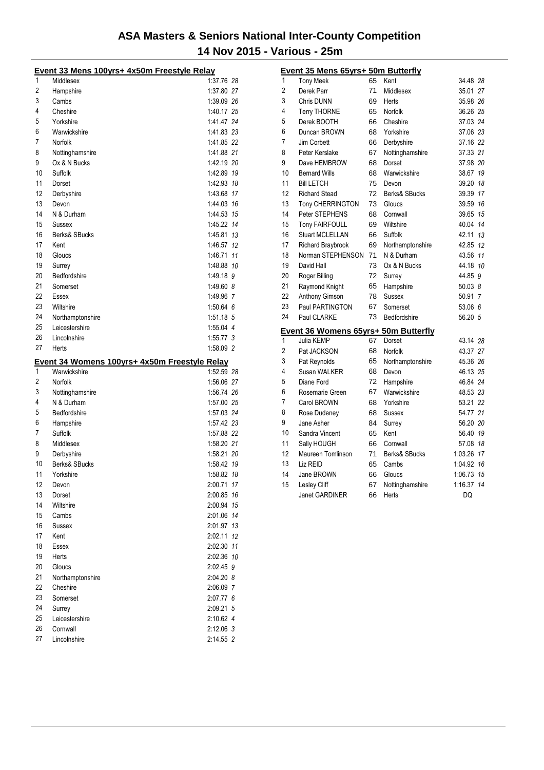# ASA Masters & Seniors National Inter-County Competition

## 14 Nov 2015 - Various - 25m

### Event 33 Mens 100yrs+ 4x50m Freestyle Relay

| Place | Team | Time | Points |
|---|---|---|---|
| 1 | Middlesex | 1:37.76 | 28 |
| 2 | Hampshire | 1:37.80 | 27 |
| 3 | Cambs | 1:39.09 | 26 |
| 4 | Cheshire | 1:40.17 | 25 |
| 5 | Yorkshire | 1:41.47 | 24 |
| 6 | Warwickshire | 1:41.83 | 23 |
| 7 | Norfolk | 1:41.85 | 22 |
| 8 | Nottinghamshire | 1:41.88 | 21 |
| 9 | Ox & N Bucks | 1:42.19 | 20 |
| 10 | Suffolk | 1:42.89 | 19 |
| 11 | Dorset | 1:42.93 | 18 |
| 12 | Derbyshire | 1:43.68 | 17 |
| 13 | Devon | 1:44.03 | 16 |
| 14 | N & Durham | 1:44.53 | 15 |
| 15 | Sussex | 1:45.22 | 14 |
| 16 | Berks& SBucks | 1:45.81 | 13 |
| 17 | Kent | 1:46.57 | 12 |
| 18 | Gloucs | 1:46.71 | 11 |
| 19 | Surrey | 1:48.88 | 10 |
| 20 | Bedfordshire | 1:49.18 | 9 |
| 21 | Somerset | 1:49.60 | 8 |
| 22 | Essex | 1:49.96 | 7 |
| 23 | Wiltshire | 1:50.64 | 6 |
| 24 | Northamptonshire | 1:51.18 | 5 |
| 25 | Leicestershire | 1:55.04 | 4 |
| 26 | Lincolnshire | 1:55.77 | 3 |
| 27 | Herts | 1:58.09 | 2 |

### Event 34 Womens 100yrs+ 4x50m Freestyle Relay

| Place | Team | Time | Points |
|---|---|---|---|
| 1 | Warwickshire | 1:52.59 | 28 |
| 2 | Norfolk | 1:56.06 | 27 |
| 3 | Nottinghamshire | 1:56.74 | 26 |
| 4 | N & Durham | 1:57.00 | 25 |
| 5 | Bedfordshire | 1:57.03 | 24 |
| 6 | Hampshire | 1:57.42 | 23 |
| 7 | Suffolk | 1:57.88 | 22 |
| 8 | Middlesex | 1:58.20 | 21 |
| 9 | Derbyshire | 1:58.21 | 20 |
| 10 | Berks& SBucks | 1:58.42 | 19 |
| 11 | Yorkshire | 1:58.82 | 18 |
| 12 | Devon | 2:00.71 | 17 |
| 13 | Dorset | 2:00.85 | 16 |
| 14 | Wiltshire | 2:00.94 | 15 |
| 15 | Cambs | 2:01.06 | 14 |
| 16 | Sussex | 2:01.97 | 13 |
| 17 | Kent | 2:02.11 | 12 |
| 18 | Essex | 2:02.30 | 11 |
| 19 | Herts | 2:02.36 | 10 |
| 20 | Gloucs | 2:02.45 | 9 |
| 21 | Northamptonshire | 2:04.20 | 8 |
| 22 | Cheshire | 2:06.09 | 7 |
| 23 | Somerset | 2:07.77 | 6 |
| 24 | Surrey | 2:09.21 | 5 |
| 25 | Leicestershire | 2:10.62 | 4 |
| 26 | Cornwall | 2:12.06 | 3 |
| 27 | Lincolnshire | 2:14.55 | 2 |

### Event 35 Mens 65yrs+ 50m Butterfly

| Place | Name | Age | County | Time | Points |
|---|---|---|---|---|---|
| 1 | Tony Meek | 65 | Kent | 34.48 | 28 |
| 2 | Derek Parr | 71 | Middlesex | 35.01 | 27 |
| 3 | Chris DUNN | 69 | Herts | 35.98 | 26 |
| 4 | Terry THORNE | 65 | Norfolk | 36.26 | 25 |
| 5 | Derek BOOTH | 66 | Cheshire | 37.03 | 24 |
| 6 | Duncan BROWN | 68 | Yorkshire | 37.06 | 23 |
| 7 | Jim Corbett | 66 | Derbyshire | 37.16 | 22 |
| 8 | Peter Kerslake | 67 | Nottinghamshire | 37.33 | 21 |
| 9 | Dave HEMBROW | 68 | Dorset | 37.98 | 20 |
| 10 | Bernard Wills | 68 | Warwickshire | 38.67 | 19 |
| 11 | Bill LETCH | 75 | Devon | 39.20 | 18 |
| 12 | Richard Stead | 72 | Berks& SBucks | 39.39 | 17 |
| 13 | Tony CHERRINGTON | 73 | Gloucs | 39.59 | 16 |
| 14 | Peter STEPHENS | 68 | Cornwall | 39.65 | 15 |
| 15 | Tony FAIRFOULL | 69 | Wiltshire | 40.04 | 14 |
| 16 | Stuart MCLELLAN | 66 | Suffolk | 42.11 | 13 |
| 17 | Richard Braybrook | 69 | Northamptonshire | 42.85 | 12 |
| 18 | Norman STEPHENSON | 71 | N & Durham | 43.56 | 11 |
| 19 | David Hall | 73 | Ox & N Bucks | 44.18 | 10 |
| 20 | Roger Billing | 72 | Surrey | 44.85 | 9 |
| 21 | Raymond Knight | 65 | Hampshire | 50.03 | 8 |
| 22 | Anthony Gimson | 78 | Sussex | 50.91 | 7 |
| 23 | Paul PARTINGTON | 67 | Somerset | 53.06 | 6 |
| 24 | Paul CLARKE | 73 | Bedfordshire | 56.20 | 5 |

### Event 36 Womens 65yrs+ 50m Butterfly

| Place | Name | Age | County | Time | Points |
|---|---|---|---|---|---|
| 1 | Julia KEMP | 67 | Dorset | 43.14 | 28 |
| 2 | Pat JACKSON | 68 | Norfolk | 43.37 | 27 |
| 3 | Pat Reynolds | 65 | Northamptonshire | 45.36 | 26 |
| 4 | Susan WALKER | 68 | Devon | 46.13 | 25 |
| 5 | Diane Ford | 72 | Hampshire | 46.84 | 24 |
| 6 | Rosemarie Green | 67 | Warwickshire | 48.53 | 23 |
| 7 | Carol BROWN | 68 | Yorkshire | 53.21 | 22 |
| 8 | Rose Dudeney | 68 | Sussex | 54.77 | 21 |
| 9 | Jane Asher | 84 | Surrey | 56.20 | 20 |
| 10 | Sandra Vincent | 65 | Kent | 56.40 | 19 |
| 11 | Sally HOUGH | 66 | Cornwall | 57.08 | 18 |
| 12 | Maureen Tomlinson | 71 | Berks& SBucks | 1:03.26 | 17 |
| 13 | Liz REID | 65 | Cambs | 1:04.92 | 16 |
| 14 | Jane BROWN | 66 | Gloucs | 1:06.73 | 15 |
| 15 | Lesley Cliff | 67 | Nottinghamshire | 1:16.37 | 14 |
| | Janet GARDINER | 66 | Herts | DQ | |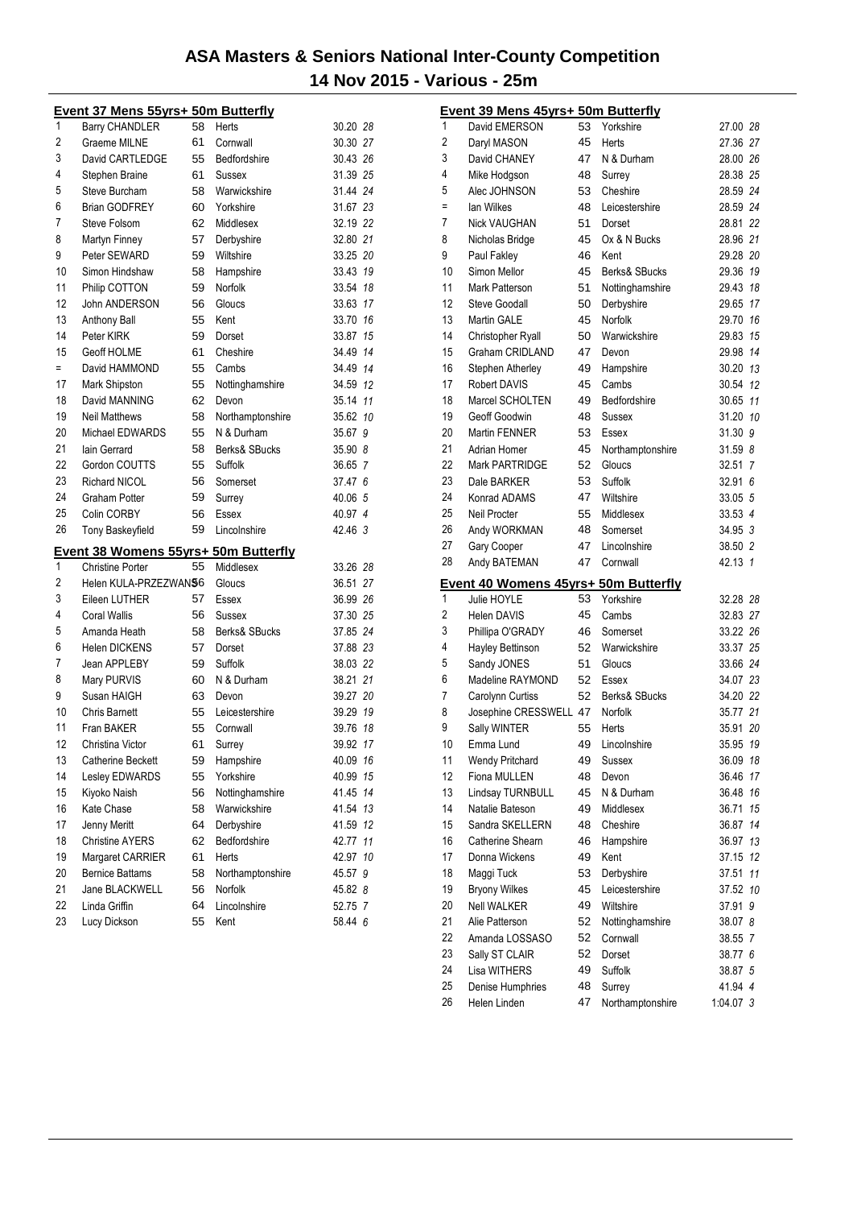# ASA Masters & Seniors National Inter-County Competition

## 14 Nov 2015 - Various - 25m

### Event 37 Mens 55yrs+ 50m Butterfly

| Place | Name | Age | County | Time | Points |
|---|---|---|---|---|---|
| 1 | Barry CHANDLER | 58 | Herts | 30.20 | 28 |
| 2 | Graeme MILNE | 61 | Cornwall | 30.30 | 27 |
| 3 | David CARTLEDGE | 55 | Bedfordshire | 30.43 | 26 |
| 4 | Stephen Braine | 61 | Sussex | 31.39 | 25 |
| 5 | Steve Burcham | 58 | Warwickshire | 31.44 | 24 |
| 6 | Brian GODFREY | 60 | Yorkshire | 31.67 | 23 |
| 7 | Steve Folsom | 62 | Middlesex | 32.19 | 22 |
| 8 | Martyn Finney | 57 | Derbyshire | 32.80 | 21 |
| 9 | Peter SEWARD | 59 | Wiltshire | 33.25 | 20 |
| 10 | Simon Hindshaw | 58 | Hampshire | 33.43 | 19 |
| 11 | Philip COTTON | 59 | Norfolk | 33.54 | 18 |
| 12 | John ANDERSON | 56 | Gloucs | 33.63 | 17 |
| 13 | Anthony Ball | 55 | Kent | 33.70 | 16 |
| 14 | Peter KIRK | 59 | Dorset | 33.87 | 15 |
| 15 | Geoff HOLME | 61 | Cheshire | 34.49 | 14 |
| = | David HAMMOND | 55 | Cambs | 34.49 | 14 |
| 17 | Mark Shipston | 55 | Nottinghamshire | 34.59 | 12 |
| 18 | David MANNING | 62 | Devon | 35.14 | 11 |
| 19 | Neil Matthews | 58 | Northamptonshire | 35.62 | 10 |
| 20 | Michael EDWARDS | 55 | N & Durham | 35.67 | 9 |
| 21 | Iain Gerrard | 58 | Berks& SBucks | 35.90 | 8 |
| 22 | Gordon COUTTS | 55 | Suffolk | 36.65 | 7 |
| 23 | Richard NICOL | 56 | Somerset | 37.47 | 6 |
| 24 | Graham Potter | 59 | Surrey | 40.06 | 5 |
| 25 | Colin CORBY | 56 | Essex | 40.97 | 4 |
| 26 | Tony Baskeyfield | 59 | Lincolnshire | 42.46 | 3 |

### Event 38 Womens 55yrs+ 50m Butterfly

| Place | Name | Age | County | Time | Points |
|---|---|---|---|---|---|
| 1 | Christine Porter | 55 | Middlesex | 33.26 | 28 |
| 2 | Helen KULA-PRZEZWANS | 56 | Gloucs | 36.51 | 27 |
| 3 | Eileen LUTHER | 57 | Essex | 36.99 | 26 |
| 4 | Coral Wallis | 56 | Sussex | 37.30 | 25 |
| 5 | Amanda Heath | 58 | Berks& SBucks | 37.85 | 24 |
| 6 | Helen DICKENS | 57 | Dorset | 37.88 | 23 |
| 7 | Jean APPLEBY | 59 | Suffolk | 38.03 | 22 |
| 8 | Mary PURVIS | 60 | N & Durham | 38.21 | 21 |
| 9 | Susan HAIGH | 63 | Devon | 39.27 | 20 |
| 10 | Chris Barnett | 55 | Leicestershire | 39.29 | 19 |
| 11 | Fran BAKER | 55 | Cornwall | 39.76 | 18 |
| 12 | Christina Victor | 61 | Surrey | 39.92 | 17 |
| 13 | Catherine Beckett | 59 | Hampshire | 40.09 | 16 |
| 14 | Lesley EDWARDS | 55 | Yorkshire | 40.99 | 15 |
| 15 | Kiyoko Naish | 56 | Nottinghamshire | 41.45 | 14 |
| 16 | Kate Chase | 58 | Warwickshire | 41.54 | 13 |
| 17 | Jenny Meritt | 64 | Derbyshire | 41.59 | 12 |
| 18 | Christine AYERS | 62 | Bedfordshire | 42.77 | 11 |
| 19 | Margaret CARRIER | 61 | Herts | 42.97 | 10 |
| 20 | Bernice Battams | 58 | Northamptonshire | 45.57 | 9 |
| 21 | Jane BLACKWELL | 56 | Norfolk | 45.82 | 8 |
| 22 | Linda Griffin | 64 | Lincolnshire | 52.75 | 7 |
| 23 | Lucy Dickson | 55 | Kent | 58.44 | 6 |

### Event 39 Mens 45yrs+ 50m Butterfly

| Place | Name | Age | County | Time | Points |
|---|---|---|---|---|---|
| 1 | David EMERSON | 53 | Yorkshire | 27.00 | 28 |
| 2 | Daryl MASON | 45 | Herts | 27.36 | 27 |
| 3 | David CHANEY | 47 | N & Durham | 28.00 | 26 |
| 4 | Mike Hodgson | 48 | Surrey | 28.38 | 25 |
| 5 | Alec JOHNSON | 53 | Cheshire | 28.59 | 24 |
| = | Ian Wilkes | 48 | Leicestershire | 28.59 | 24 |
| 7 | Nick VAUGHAN | 51 | Dorset | 28.81 | 22 |
| 8 | Nicholas Bridge | 45 | Ox & N Bucks | 28.96 | 21 |
| 9 | Paul Fakley | 46 | Kent | 29.28 | 20 |
| 10 | Simon Mellor | 45 | Berks& SBucks | 29.36 | 19 |
| 11 | Mark Patterson | 51 | Nottinghamshire | 29.43 | 18 |
| 12 | Steve Goodall | 50 | Derbyshire | 29.65 | 17 |
| 13 | Martin GALE | 45 | Norfolk | 29.70 | 16 |
| 14 | Christopher Ryall | 50 | Warwickshire | 29.83 | 15 |
| 15 | Graham CRIDLAND | 47 | Devon | 29.98 | 14 |
| 16 | Stephen Atherley | 49 | Hampshire | 30.20 | 13 |
| 17 | Robert DAVIS | 45 | Cambs | 30.54 | 12 |
| 18 | Marcel SCHOLTEN | 49 | Bedfordshire | 30.65 | 11 |
| 19 | Geoff Goodwin | 48 | Sussex | 31.20 | 10 |
| 20 | Martin FENNER | 53 | Essex | 31.30 | 9 |
| 21 | Adrian Homer | 45 | Northamptonshire | 31.59 | 8 |
| 22 | Mark PARTRIDGE | 52 | Gloucs | 32.51 | 7 |
| 23 | Dale BARKER | 53 | Suffolk | 32.91 | 6 |
| 24 | Konrad ADAMS | 47 | Wiltshire | 33.05 | 5 |
| 25 | Neil Procter | 55 | Middlesex | 33.53 | 4 |
| 26 | Andy WORKMAN | 48 | Somerset | 34.95 | 3 |
| 27 | Gary Cooper | 47 | Lincolnshire | 38.50 | 2 |
| 28 | Andy BATEMAN | 47 | Cornwall | 42.13 | 1 |

### Event 40 Womens 45yrs+ 50m Butterfly

| Place | Name | Age | County | Time | Points |
|---|---|---|---|---|---|
| 1 | Julie HOYLE | 53 | Yorkshire | 32.28 | 28 |
| 2 | Helen DAVIS | 45 | Cambs | 32.83 | 27 |
| 3 | Phillipa O'GRADY | 46 | Somerset | 33.22 | 26 |
| 4 | Hayley Bettinson | 52 | Warwickshire | 33.37 | 25 |
| 5 | Sandy JONES | 51 | Gloucs | 33.66 | 24 |
| 6 | Madeline RAYMOND | 52 | Essex | 34.07 | 23 |
| 7 | Carolynn Curtiss | 52 | Berks& SBucks | 34.20 | 22 |
| 8 | Josephine CRESSWELL | 47 | Norfolk | 35.77 | 21 |
| 9 | Sally WINTER | 55 | Herts | 35.91 | 20 |
| 10 | Emma Lund | 49 | Lincolnshire | 35.95 | 19 |
| 11 | Wendy Pritchard | 49 | Sussex | 36.09 | 18 |
| 12 | Fiona MULLEN | 48 | Devon | 36.46 | 17 |
| 13 | Lindsay TURNBULL | 45 | N & Durham | 36.48 | 16 |
| 14 | Natalie Bateson | 49 | Middlesex | 36.71 | 15 |
| 15 | Sandra SKELLERN | 48 | Cheshire | 36.87 | 14 |
| 16 | Catherine Shearn | 46 | Hampshire | 36.97 | 13 |
| 17 | Donna Wickens | 49 | Kent | 37.15 | 12 |
| 18 | Maggi Tuck | 53 | Derbyshire | 37.51 | 11 |
| 19 | Bryony Wilkes | 45 | Leicestershire | 37.52 | 10 |
| 20 | Nell WALKER | 49 | Wiltshire | 37.91 | 9 |
| 21 | Alie Patterson | 52 | Nottinghamshire | 38.07 | 8 |
| 22 | Amanda LOSSASO | 52 | Cornwall | 38.55 | 7 |
| 23 | Sally ST CLAIR | 52 | Dorset | 38.77 | 6 |
| 24 | Lisa WITHERS | 49 | Suffolk | 38.87 | 5 |
| 25 | Denise Humphries | 48 | Surrey | 41.94 | 4 |
| 26 | Helen Linden | 47 | Northamptonshire | 1:04.07 | 3 |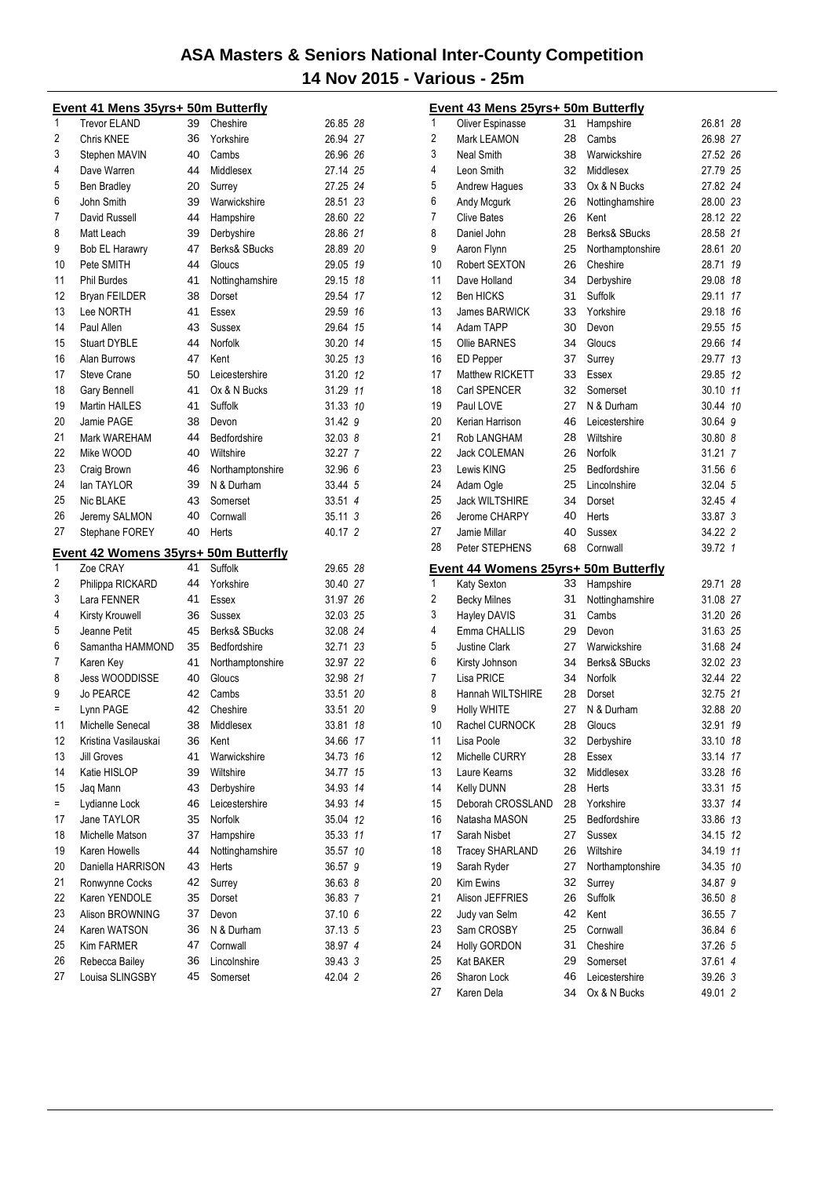# ASA Masters & Seniors National Inter-County Competition

## 14 Nov 2015 - Various - 25m

### Event 41 Mens 35yrs+ 50m Butterfly

| Pl | Name | Age | County | Time | Pts |
|---|---|---|---|---|---|
| 1 | Trevor ELAND | 39 | Cheshire | 26.85 | 28 |
| 2 | Chris KNEE | 36 | Yorkshire | 26.94 | 27 |
| 3 | Stephen MAVIN | 40 | Cambs | 26.96 | 26 |
| 4 | Dave Warren | 44 | Middlesex | 27.14 | 25 |
| 5 | Ben Bradley | 20 | Surrey | 27.25 | 24 |
| 6 | John Smith | 39 | Warwickshire | 28.51 | 23 |
| 7 | David Russell | 44 | Hampshire | 28.60 | 22 |
| 8 | Matt Leach | 39 | Derbyshire | 28.86 | 21 |
| 9 | Bob EL Harawry | 47 | Berks& SBucks | 28.89 | 20 |
| 10 | Pete SMITH | 44 | Gloucs | 29.05 | 19 |
| 11 | Phil Burdes | 41 | Nottinghamshire | 29.15 | 18 |
| 12 | Bryan FEILDER | 38 | Dorset | 29.54 | 17 |
| 13 | Lee NORTH | 41 | Essex | 29.59 | 16 |
| 14 | Paul Allen | 43 | Sussex | 29.64 | 15 |
| 15 | Stuart DYBLE | 44 | Norfolk | 30.20 | 14 |
| 16 | Alan Burrows | 47 | Kent | 30.25 | 13 |
| 17 | Steve Crane | 50 | Leicestershire | 31.20 | 12 |
| 18 | Gary Bennell | 41 | Ox & N Bucks | 31.29 | 11 |
| 19 | Martin HAILES | 41 | Suffolk | 31.33 | 10 |
| 20 | Jamie PAGE | 38 | Devon | 31.42 | 9 |
| 21 | Mark WAREHAM | 44 | Bedfordshire | 32.03 | 8 |
| 22 | Mike WOOD | 40 | Wiltshire | 32.27 | 7 |
| 23 | Craig Brown | 46 | Northamptonshire | 32.96 | 6 |
| 24 | Ian TAYLOR | 39 | N & Durham | 33.44 | 5 |
| 25 | Nic BLAKE | 43 | Somerset | 33.51 | 4 |
| 26 | Jeremy SALMON | 40 | Cornwall | 35.11 | 3 |
| 27 | Stephane FOREY | 40 | Herts | 40.17 | 2 |

### Event 42 Womens 35yrs+ 50m Butterfly

| Pl | Name | Age | County | Time | Pts |
|---|---|---|---|---|---|
| 1 | Zoe CRAY | 41 | Suffolk | 29.65 | 28 |
| 2 | Philippa RICKARD | 44 | Yorkshire | 30.40 | 27 |
| 3 | Lara FENNER | 41 | Essex | 31.97 | 26 |
| 4 | Kirsty Krouwell | 36 | Sussex | 32.03 | 25 |
| 5 | Jeanne Petit | 45 | Berks& SBucks | 32.08 | 24 |
| 6 | Samantha HAMMOND | 35 | Bedfordshire | 32.71 | 23 |
| 7 | Karen Key | 41 | Northamptonshire | 32.97 | 22 |
| 8 | Jess WOODDISSE | 40 | Gloucs | 32.98 | 21 |
| 9 | Jo PEARCE | 42 | Cambs | 33.51 | 20 |
| = | Lynn PAGE | 42 | Cheshire | 33.51 | 20 |
| 11 | Michelle Senecal | 38 | Middlesex | 33.81 | 18 |
| 12 | Kristina Vasilauskai | 36 | Kent | 34.66 | 17 |
| 13 | Jill Groves | 41 | Warwickshire | 34.73 | 16 |
| 14 | Katie HISLOP | 39 | Wiltshire | 34.77 | 15 |
| 15 | Jaq Mann | 43 | Derbyshire | 34.93 | 14 |
| = | Lydianne Lock | 46 | Leicestershire | 34.93 | 14 |
| 17 | Jane TAYLOR | 35 | Norfolk | 35.04 | 12 |
| 18 | Michelle Matson | 37 | Hampshire | 35.33 | 11 |
| 19 | Karen Howells | 44 | Nottinghamshire | 35.57 | 10 |
| 20 | Daniella HARRISON | 43 | Herts | 36.57 | 9 |
| 21 | Ronwynne Cocks | 42 | Surrey | 36.63 | 8 |
| 22 | Karen YENDOLE | 35 | Dorset | 36.83 | 7 |
| 23 | Alison BROWNING | 37 | Devon | 37.10 | 6 |
| 24 | Karen WATSON | 36 | N & Durham | 37.13 | 5 |
| 25 | Kim FARMER | 47 | Cornwall | 38.97 | 4 |
| 26 | Rebecca Bailey | 36 | Lincolnshire | 39.43 | 3 |
| 27 | Louisa SLINGSBY | 45 | Somerset | 42.04 | 2 |

### Event 43 Mens 25yrs+ 50m Butterfly

| Pl | Name | Age | County | Time | Pts |
|---|---|---|---|---|---|
| 1 | Oliver Espinasse | 31 | Hampshire | 26.81 | 28 |
| 2 | Mark LEAMON | 28 | Cambs | 26.98 | 27 |
| 3 | Neal Smith | 38 | Warwickshire | 27.52 | 26 |
| 4 | Leon Smith | 32 | Middlesex | 27.79 | 25 |
| 5 | Andrew Hagues | 33 | Ox & N Bucks | 27.82 | 24 |
| 6 | Andy Mcgurk | 26 | Nottinghamshire | 28.00 | 23 |
| 7 | Clive Bates | 26 | Kent | 28.12 | 22 |
| 8 | Daniel John | 28 | Berks& SBucks | 28.58 | 21 |
| 9 | Aaron Flynn | 25 | Northamptonshire | 28.61 | 20 |
| 10 | Robert SEXTON | 26 | Cheshire | 28.71 | 19 |
| 11 | Dave Holland | 34 | Derbyshire | 29.08 | 18 |
| 12 | Ben HICKS | 31 | Suffolk | 29.11 | 17 |
| 13 | James BARWICK | 33 | Yorkshire | 29.18 | 16 |
| 14 | Adam TAPP | 30 | Devon | 29.55 | 15 |
| 15 | Ollie BARNES | 34 | Gloucs | 29.66 | 14 |
| 16 | ED Pepper | 37 | Surrey | 29.77 | 13 |
| 17 | Matthew RICKETT | 33 | Essex | 29.85 | 12 |
| 18 | Carl SPENCER | 32 | Somerset | 30.10 | 11 |
| 19 | Paul LOVE | 27 | N & Durham | 30.44 | 10 |
| 20 | Kerian Harrison | 46 | Leicestershire | 30.64 | 9 |
| 21 | Rob LANGHAM | 28 | Wiltshire | 30.80 | 8 |
| 22 | Jack COLEMAN | 26 | Norfolk | 31.21 | 7 |
| 23 | Lewis KING | 25 | Bedfordshire | 31.56 | 6 |
| 24 | Adam Ogle | 25 | Lincolnshire | 32.04 | 5 |
| 25 | Jack WILTSHIRE | 34 | Dorset | 32.45 | 4 |
| 26 | Jerome CHARPY | 40 | Herts | 33.87 | 3 |
| 27 | Jamie Millar | 40 | Sussex | 34.22 | 2 |
| 28 | Peter STEPHENS | 68 | Cornwall | 39.72 | 1 |

### Event 44 Womens 25yrs+ 50m Butterfly

| Pl | Name | Age | County | Time | Pts |
|---|---|---|---|---|---|
| 1 | Katy Sexton | 33 | Hampshire | 29.71 | 28 |
| 2 | Becky Milnes | 31 | Nottinghamshire | 31.08 | 27 |
| 3 | Hayley DAVIS | 31 | Cambs | 31.20 | 26 |
| 4 | Emma CHALLIS | 29 | Devon | 31.63 | 25 |
| 5 | Justine Clark | 27 | Warwickshire | 31.68 | 24 |
| 6 | Kirsty Johnson | 34 | Berks& SBucks | 32.02 | 23 |
| 7 | Lisa PRICE | 34 | Norfolk | 32.44 | 22 |
| 8 | Hannah WILTSHIRE | 28 | Dorset | 32.75 | 21 |
| 9 | Holly WHITE | 27 | N & Durham | 32.88 | 20 |
| 10 | Rachel CURNOCK | 28 | Gloucs | 32.91 | 19 |
| 11 | Lisa Poole | 32 | Derbyshire | 33.10 | 18 |
| 12 | Michelle CURRY | 28 | Essex | 33.14 | 17 |
| 13 | Laure Kearns | 32 | Middlesex | 33.28 | 16 |
| 14 | Kelly DUNN | 28 | Herts | 33.31 | 15 |
| 15 | Deborah CROSSLAND | 28 | Yorkshire | 33.37 | 14 |
| 16 | Natasha MASON | 25 | Bedfordshire | 33.86 | 13 |
| 17 | Sarah Nisbet | 27 | Sussex | 34.15 | 12 |
| 18 | Tracey SHARLAND | 26 | Wiltshire | 34.19 | 11 |
| 19 | Sarah Ryder | 27 | Northamptonshire | 34.35 | 10 |
| 20 | Kim Ewins | 32 | Surrey | 34.87 | 9 |
| 21 | Alison JEFFRIES | 26 | Suffolk | 36.50 | 8 |
| 22 | Judy van Selm | 42 | Kent | 36.55 | 7 |
| 23 | Sam CROSBY | 25 | Cornwall | 36.84 | 6 |
| 24 | Holly GORDON | 31 | Cheshire | 37.26 | 5 |
| 25 | Kat BAKER | 29 | Somerset | 37.61 | 4 |
| 26 | Sharon Lock | 46 | Leicestershire | 39.26 | 3 |
| 27 | Karen Dela | 34 | Ox & N Bucks | 49.01 | 2 |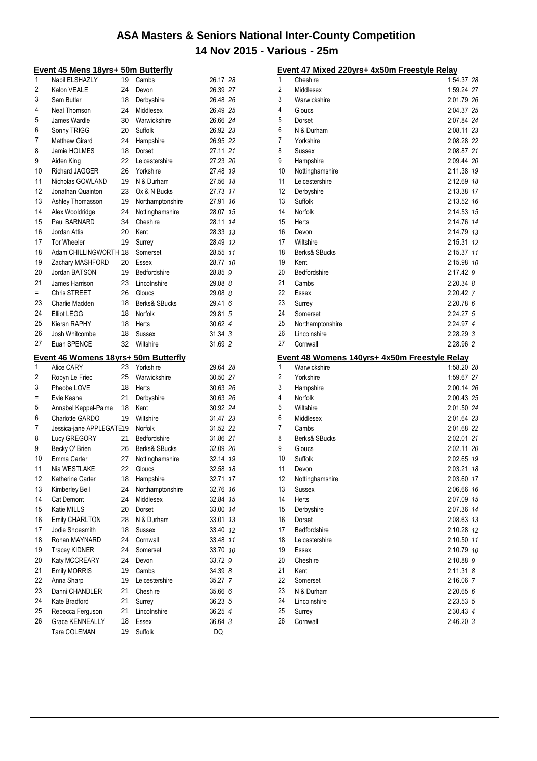# ASA Masters & Seniors National Inter-County Competition

## 14 Nov 2015 - Various - 25m

### Event 45 Mens 18yrs+ 50m Butterfly

| Place | Name | Age | County | Time | Points |
|---|---|---|---|---|---|
| 1 | Nabil ELSHAZLY | 19 | Cambs | 26.17 | 28 |
| 2 | Kalon VEALE | 24 | Devon | 26.39 | 27 |
| 3 | Sam Butler | 18 | Derbyshire | 26.48 | 26 |
| 4 | Neal Thomson | 24 | Middlesex | 26.49 | 25 |
| 5 | James Wardle | 30 | Warwickshire | 26.66 | 24 |
| 6 | Sonny TRIGG | 20 | Suffolk | 26.92 | 23 |
| 7 | Matthew Girard | 24 | Hampshire | 26.95 | 22 |
| 8 | Jamie HOLMES | 18 | Dorset | 27.11 | 21 |
| 9 | Aiden King | 22 | Leicestershire | 27.23 | 20 |
| 10 | Richard JAGGER | 26 | Yorkshire | 27.48 | 19 |
| 11 | Nicholas GOWLAND | 19 | N & Durham | 27.56 | 18 |
| 12 | Jonathan Quainton | 23 | Ox & N Bucks | 27.73 | 17 |
| 13 | Ashley Thomasson | 19 | Northamptonshire | 27.91 | 16 |
| 14 | Alex Wooldridge | 24 | Nottinghamshire | 28.07 | 15 |
| 15 | Paul BARNARD | 34 | Cheshire | 28.11 | 14 |
| 16 | Jordan Attis | 20 | Kent | 28.33 | 13 |
| 17 | Tor Wheeler | 19 | Surrey | 28.49 | 12 |
| 18 | Adam CHILLINGWORTH | 18 | Somerset | 28.55 | 11 |
| 19 | Zachary MASHFORD | 20 | Essex | 28.77 | 10 |
| 20 | Jordan BATSON | 19 | Bedfordshire | 28.85 | 9 |
| 21 | James Harrison | 23 | Lincolnshire | 29.08 | 8 |
| = | Chris STREET | 26 | Gloucs | 29.08 | 8 |
| 23 | Charlie Madden | 18 | Berks& SBucks | 29.41 | 6 |
| 24 | Elliot LEGG | 18 | Norfolk | 29.81 | 5 |
| 25 | Kieran RAPHY | 18 | Herts | 30.62 | 4 |
| 26 | Josh Whitcombe | 18 | Sussex | 31.34 | 3 |
| 27 | Euan SPENCE | 32 | Wiltshire | 31.69 | 2 |

### Event 46 Womens 18yrs+ 50m Butterfly

| Place | Name | Age | County | Time | Points |
|---|---|---|---|---|---|
| 1 | Alice CARY | 23 | Yorkshire | 29.64 | 28 |
| 2 | Robyn Le Friec | 25 | Warwickshire | 30.50 | 27 |
| 3 | Pheobe LOVE | 18 | Herts | 30.63 | 26 |
| = | Evie Keane | 21 | Derbyshire | 30.63 | 26 |
| 5 | Annabel Keppel-Palme | 18 | Kent | 30.92 | 24 |
| 6 | Charlotte GARDO | 19 | Wiltshire | 31.47 | 23 |
| 7 | Jessica-jane APPLEGATE | 19 | Norfolk | 31.52 | 22 |
| 8 | Lucy GREGORY | 21 | Bedfordshire | 31.86 | 21 |
| 9 | Becky O' Brien | 26 | Berks& SBucks | 32.09 | 20 |
| 10 | Emma Carter | 27 | Nottinghamshire | 32.14 | 19 |
| 11 | Nia WESTLAKE | 22 | Gloucs | 32.58 | 18 |
| 12 | Katherine Carter | 18 | Hampshire | 32.71 | 17 |
| 13 | Kimberley Bell | 24 | Northamptonshire | 32.76 | 16 |
| 14 | Cat Demont | 24 | Middlesex | 32.84 | 15 |
| 15 | Katie MILLS | 20 | Dorset | 33.00 | 14 |
| 16 | Emily CHARLTON | 28 | N & Durham | 33.01 | 13 |
| 17 | Jodie Shoesmith | 18 | Sussex | 33.40 | 12 |
| 18 | Rohan MAYNARD | 24 | Cornwall | 33.48 | 11 |
| 19 | Tracey KIDNER | 24 | Somerset | 33.70 | 10 |
| 20 | Katy MCCREARY | 24 | Devon | 33.72 | 9 |
| 21 | Emily MORRIS | 19 | Cambs | 34.39 | 8 |
| 22 | Anna Sharp | 19 | Leicestershire | 35.27 | 7 |
| 23 | Danni CHANDLER | 21 | Cheshire | 35.66 | 6 |
| 24 | Kate Bradford | 21 | Surrey | 36.23 | 5 |
| 25 | Rebecca Ferguson | 21 | Lincolnshire | 36.25 | 4 |
| 26 | Grace KENNEALLY | 18 | Essex | 36.64 | 3 |
| | Tara COLEMAN | 19 | Suffolk | DQ | |

### Event 47 Mixed 220yrs+ 4x50m Freestyle Relay

| Place | County | Time | Points |
|---|---|---|---|
| 1 | Cheshire | 1:54.37 | 28 |
| 2 | Middlesex | 1:59.24 | 27 |
| 3 | Warwickshire | 2:01.79 | 26 |
| 4 | Gloucs | 2:04.37 | 25 |
| 5 | Dorset | 2:07.84 | 24 |
| 6 | N & Durham | 2:08.11 | 23 |
| 7 | Yorkshire | 2:08.28 | 22 |
| 8 | Sussex | 2:08.87 | 21 |
| 9 | Hampshire | 2:09.44 | 20 |
| 10 | Nottinghamshire | 2:11.38 | 19 |
| 11 | Leicestershire | 2:12.69 | 18 |
| 12 | Derbyshire | 2:13.38 | 17 |
| 13 | Suffolk | 2:13.52 | 16 |
| 14 | Norfolk | 2:14.53 | 15 |
| 15 | Herts | 2:14.76 | 14 |
| 16 | Devon | 2:14.79 | 13 |
| 17 | Wiltshire | 2:15.31 | 12 |
| 18 | Berks& SBucks | 2:15.37 | 11 |
| 19 | Kent | 2:15.98 | 10 |
| 20 | Bedfordshire | 2:17.42 | 9 |
| 21 | Cambs | 2:20.34 | 8 |
| 22 | Essex | 2:20.42 | 7 |
| 23 | Surrey | 2:20.78 | 6 |
| 24 | Somerset | 2:24.27 | 5 |
| 25 | Northamptonshire | 2:24.97 | 4 |
| 26 | Lincolnshire | 2:28.29 | 3 |
| 27 | Cornwall | 2:28.96 | 2 |

### Event 48 Womens 140yrs+ 4x50m Freestyle Relay

| Place | County | Time | Points |
|---|---|---|---|
| 1 | Warwickshire | 1:58.20 | 28 |
| 2 | Yorkshire | 1:59.67 | 27 |
| 3 | Hampshire | 2:00.14 | 26 |
| 4 | Norfolk | 2:00.43 | 25 |
| 5 | Wiltshire | 2:01.50 | 24 |
| 6 | Middlesex | 2:01.64 | 23 |
| 7 | Cambs | 2:01.68 | 22 |
| 8 | Berks& SBucks | 2:02.01 | 21 |
| 9 | Gloucs | 2:02.11 | 20 |
| 10 | Suffolk | 2:02.65 | 19 |
| 11 | Devon | 2:03.21 | 18 |
| 12 | Nottinghamshire | 2:03.60 | 17 |
| 13 | Sussex | 2:06.66 | 16 |
| 14 | Herts | 2:07.09 | 15 |
| 15 | Derbyshire | 2:07.36 | 14 |
| 16 | Dorset | 2:08.63 | 13 |
| 17 | Bedfordshire | 2:10.28 | 12 |
| 18 | Leicestershire | 2:10.50 | 11 |
| 19 | Essex | 2:10.79 | 10 |
| 20 | Cheshire | 2:10.88 | 9 |
| 21 | Kent | 2:11.31 | 8 |
| 22 | Somerset | 2:16.06 | 7 |
| 23 | N & Durham | 2:20.65 | 6 |
| 24 | Lincolnshire | 2:23.53 | 5 |
| 25 | Surrey | 2:30.43 | 4 |
| 26 | Cornwall | 2:46.20 | 3 |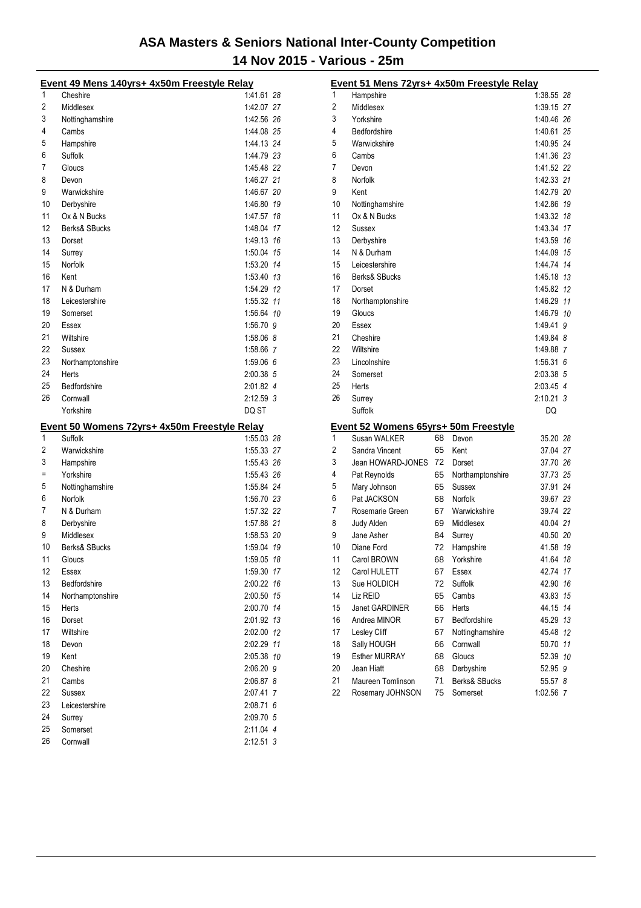# ASA Masters & Seniors National Inter-County Competition

## 14 Nov 2015 - Various - 25m

### Event 49 Mens 140yrs+ 4x50m Freestyle Relay

| Place | Team | Time | Points |
|---|---|---|---|
| 1 | Cheshire | 1:41.61 | 28 |
| 2 | Middlesex | 1:42.07 | 27 |
| 3 | Nottinghamshire | 1:42.56 | 26 |
| 4 | Cambs | 1:44.08 | 25 |
| 5 | Hampshire | 1:44.13 | 24 |
| 6 | Suffolk | 1:44.79 | 23 |
| 7 | Gloucs | 1:45.48 | 22 |
| 8 | Devon | 1:46.27 | 21 |
| 9 | Warwickshire | 1:46.67 | 20 |
| 10 | Derbyshire | 1:46.80 | 19 |
| 11 | Ox & N Bucks | 1:47.57 | 18 |
| 12 | Berks& SBucks | 1:48.04 | 17 |
| 13 | Dorset | 1:49.13 | 16 |
| 14 | Surrey | 1:50.04 | 15 |
| 15 | Norfolk | 1:53.20 | 14 |
| 16 | Kent | 1:53.40 | 13 |
| 17 | N & Durham | 1:54.29 | 12 |
| 18 | Leicestershire | 1:55.32 | 11 |
| 19 | Somerset | 1:56.64 | 10 |
| 20 | Essex | 1:56.70 | 9 |
| 21 | Wiltshire | 1:58.06 | 8 |
| 22 | Sussex | 1:58.66 | 7 |
| 23 | Northamptonshire | 1:59.06 | 6 |
| 24 | Herts | 2:00.38 | 5 |
| 25 | Bedfordshire | 2:01.82 | 4 |
| 26 | Cornwall | 2:12.59 | 3 |
| | Yorkshire | DQ ST | |

### Event 50 Womens 72yrs+ 4x50m Freestyle Relay

| Place | Team | Time | Points |
|---|---|---|---|
| 1 | Suffolk | 1:55.03 | 28 |
| 2 | Warwickshire | 1:55.33 | 27 |
| 3 | Hampshire | 1:55.43 | 26 |
| = | Yorkshire | 1:55.43 | 26 |
| 5 | Nottinghamshire | 1:55.84 | 24 |
| 6 | Norfolk | 1:56.70 | 23 |
| 7 | N & Durham | 1:57.32 | 22 |
| 8 | Derbyshire | 1:57.88 | 21 |
| 9 | Middlesex | 1:58.53 | 20 |
| 10 | Berks& SBucks | 1:59.04 | 19 |
| 11 | Gloucs | 1:59.05 | 18 |
| 12 | Essex | 1:59.30 | 17 |
| 13 | Bedfordshire | 2:00.22 | 16 |
| 14 | Northamptonshire | 2:00.50 | 15 |
| 15 | Herts | 2:00.70 | 14 |
| 16 | Dorset | 2:01.92 | 13 |
| 17 | Wiltshire | 2:02.00 | 12 |
| 18 | Devon | 2:02.29 | 11 |
| 19 | Kent | 2:05.38 | 10 |
| 20 | Cheshire | 2:06.20 | 9 |
| 21 | Cambs | 2:06.87 | 8 |
| 22 | Sussex | 2:07.41 | 7 |
| 23 | Leicestershire | 2:08.71 | 6 |
| 24 | Surrey | 2:09.70 | 5 |
| 25 | Somerset | 2:11.04 | 4 |
| 26 | Cornwall | 2:12.51 | 3 |

### Event 51 Mens 72yrs+ 4x50m Freestyle Relay

| Place | Team | Time | Points |
|---|---|---|---|
| 1 | Hampshire | 1:38.55 | 28 |
| 2 | Middlesex | 1:39.15 | 27 |
| 3 | Yorkshire | 1:40.46 | 26 |
| 4 | Bedfordshire | 1:40.61 | 25 |
| 5 | Warwickshire | 1:40.95 | 24 |
| 6 | Cambs | 1:41.36 | 23 |
| 7 | Devon | 1:41.52 | 22 |
| 8 | Norfolk | 1:42.33 | 21 |
| 9 | Kent | 1:42.79 | 20 |
| 10 | Nottinghamshire | 1:42.86 | 19 |
| 11 | Ox & N Bucks | 1:43.32 | 18 |
| 12 | Sussex | 1:43.34 | 17 |
| 13 | Derbyshire | 1:43.59 | 16 |
| 14 | N & Durham | 1:44.09 | 15 |
| 15 | Leicestershire | 1:44.74 | 14 |
| 16 | Berks& SBucks | 1:45.18 | 13 |
| 17 | Dorset | 1:45.82 | 12 |
| 18 | Northamptonshire | 1:46.29 | 11 |
| 19 | Gloucs | 1:46.79 | 10 |
| 20 | Essex | 1:49.41 | 9 |
| 21 | Cheshire | 1:49.84 | 8 |
| 22 | Wiltshire | 1:49.88 | 7 |
| 23 | Lincolnshire | 1:56.31 | 6 |
| 24 | Somerset | 2:03.38 | 5 |
| 25 | Herts | 2:03.45 | 4 |
| 26 | Surrey | 2:10.21 | 3 |
| | Suffolk | DQ | |

### Event 52 Womens 65yrs+ 50m Freestyle

| Place | Name | Age | County | Time | Points |
|---|---|---|---|---|---|
| 1 | Susan WALKER | 68 | Devon | 35.20 | 28 |
| 2 | Sandra Vincent | 65 | Kent | 37.04 | 27 |
| 3 | Jean HOWARD-JONES | 72 | Dorset | 37.70 | 26 |
| 4 | Pat Reynolds | 65 | Northamptonshire | 37.73 | 25 |
| 5 | Mary Johnson | 65 | Sussex | 37.91 | 24 |
| 6 | Pat JACKSON | 68 | Norfolk | 39.67 | 23 |
| 7 | Rosemarie Green | 67 | Warwickshire | 39.74 | 22 |
| 8 | Judy Alden | 69 | Middlesex | 40.04 | 21 |
| 9 | Jane Asher | 84 | Surrey | 40.50 | 20 |
| 10 | Diane Ford | 72 | Hampshire | 41.58 | 19 |
| 11 | Carol BROWN | 68 | Yorkshire | 41.64 | 18 |
| 12 | Carol HULETT | 67 | Essex | 42.74 | 17 |
| 13 | Sue HOLDICH | 72 | Suffolk | 42.90 | 16 |
| 14 | Liz REID | 65 | Cambs | 43.83 | 15 |
| 15 | Janet GARDINER | 66 | Herts | 44.15 | 14 |
| 16 | Andrea MINOR | 67 | Bedfordshire | 45.29 | 13 |
| 17 | Lesley Cliff | 67 | Nottinghamshire | 45.48 | 12 |
| 18 | Sally HOUGH | 66 | Cornwall | 50.70 | 11 |
| 19 | Esther MURRAY | 68 | Gloucs | 52.39 | 10 |
| 20 | Jean Hiatt | 68 | Derbyshire | 52.95 | 9 |
| 21 | Maureen Tomlinson | 71 | Berks& SBucks | 55.57 | 8 |
| 22 | Rosemary JOHNSON | 75 | Somerset | 1:02.56 | 7 |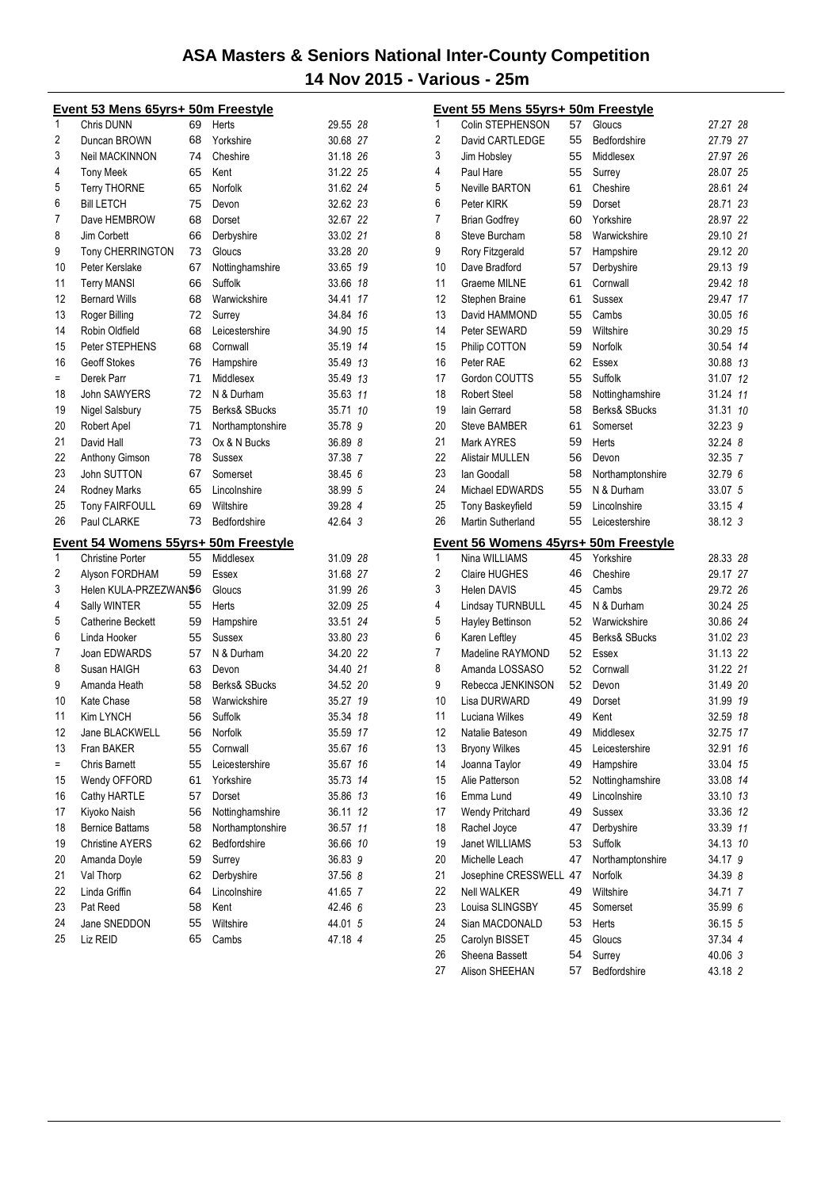# ASA Masters & Seniors National Inter-County Competition

## 14 Nov 2015 - Various - 25m

### Event 53 Mens 65yrs+ 50m Freestyle

| Pos | Name | Age | County | Time | Pts |
|---|---|---|---|---|---|
| 1 | Chris DUNN | 69 | Herts | 29.55 | 28 |
| 2 | Duncan BROWN | 68 | Yorkshire | 30.68 | 27 |
| 3 | Neil MACKINNON | 74 | Cheshire | 31.18 | 26 |
| 4 | Tony Meek | 65 | Kent | 31.22 | 25 |
| 5 | Terry THORNE | 65 | Norfolk | 31.62 | 24 |
| 6 | Bill LETCH | 75 | Devon | 32.62 | 23 |
| 7 | Dave HEMBROW | 68 | Dorset | 32.67 | 22 |
| 8 | Jim Corbett | 66 | Derbyshire | 33.02 | 21 |
| 9 | Tony CHERRINGTON | 73 | Gloucs | 33.28 | 20 |
| 10 | Peter Kerslake | 67 | Nottinghamshire | 33.65 | 19 |
| 11 | Terry MANSI | 66 | Suffolk | 33.66 | 18 |
| 12 | Bernard Wills | 68 | Warwickshire | 34.41 | 17 |
| 13 | Roger Billing | 72 | Surrey | 34.84 | 16 |
| 14 | Robin Oldfield | 68 | Leicestershire | 34.90 | 15 |
| 15 | Peter STEPHENS | 68 | Cornwall | 35.19 | 14 |
| 16 | Geoff Stokes | 76 | Hampshire | 35.49 | 13 |
| = | Derek Parr | 71 | Middlesex | 35.49 | 13 |
| 18 | John SAWYERS | 72 | N & Durham | 35.63 | 11 |
| 19 | Nigel Salsbury | 75 | Berks& SBucks | 35.71 | 10 |
| 20 | Robert Apel | 71 | Northamptonshire | 35.78 | 9 |
| 21 | David Hall | 73 | Ox & N Bucks | 36.89 | 8 |
| 22 | Anthony Gimson | 78 | Sussex | 37.38 | 7 |
| 23 | John SUTTON | 67 | Somerset | 38.45 | 6 |
| 24 | Rodney Marks | 65 | Lincolnshire | 38.99 | 5 |
| 25 | Tony FAIRFOULL | 69 | Wiltshire | 39.28 | 4 |
| 26 | Paul CLARKE | 73 | Bedfordshire | 42.64 | 3 |

### Event 54 Womens 55yrs+ 50m Freestyle

| Pos | Name | Age | County | Time | Pts |
|---|---|---|---|---|---|
| 1 | Christine Porter | 55 | Middlesex | 31.09 | 28 |
| 2 | Alyson FORDHAM | 59 | Essex | 31.68 | 27 |
| 3 | Helen KULA-PRZEZWANS | 56 | Gloucs | 31.99 | 26 |
| 4 | Sally WINTER | 55 | Herts | 32.09 | 25 |
| 5 | Catherine Beckett | 59 | Hampshire | 33.51 | 24 |
| 6 | Linda Hooker | 55 | Sussex | 33.80 | 23 |
| 7 | Joan EDWARDS | 57 | N & Durham | 34.20 | 22 |
| 8 | Susan HAIGH | 63 | Devon | 34.40 | 21 |
| 9 | Amanda Heath | 58 | Berks& SBucks | 34.52 | 20 |
| 10 | Kate Chase | 58 | Warwickshire | 35.27 | 19 |
| 11 | Kim LYNCH | 56 | Suffolk | 35.34 | 18 |
| 12 | Jane BLACKWELL | 56 | Norfolk | 35.59 | 17 |
| 13 | Fran BAKER | 55 | Cornwall | 35.67 | 16 |
| = | Chris Barnett | 55 | Leicestershire | 35.67 | 16 |
| 15 | Wendy OFFORD | 61 | Yorkshire | 35.73 | 14 |
| 16 | Cathy HARTLE | 57 | Dorset | 35.86 | 13 |
| 17 | Kiyoko Naish | 56 | Nottinghamshire | 36.11 | 12 |
| 18 | Bernice Battams | 58 | Northamptonshire | 36.57 | 11 |
| 19 | Christine AYERS | 62 | Bedfordshire | 36.66 | 10 |
| 20 | Amanda Doyle | 59 | Surrey | 36.83 | 9 |
| 21 | Val Thorp | 62 | Derbyshire | 37.56 | 8 |
| 22 | Linda Griffin | 64 | Lincolnshire | 41.65 | 7 |
| 23 | Pat Reed | 58 | Kent | 42.46 | 6 |
| 24 | Jane SNEDDON | 55 | Wiltshire | 44.01 | 5 |
| 25 | Liz REID | 65 | Cambs | 47.18 | 4 |

### Event 55 Mens 55yrs+ 50m Freestyle

| Pos | Name | Age | County | Time | Pts |
|---|---|---|---|---|---|
| 1 | Colin STEPHENSON | 57 | Gloucs | 27.27 | 28 |
| 2 | David CARTLEDGE | 55 | Bedfordshire | 27.79 | 27 |
| 3 | Jim Hobsley | 55 | Middlesex | 27.97 | 26 |
| 4 | Paul Hare | 55 | Surrey | 28.07 | 25 |
| 5 | Neville BARTON | 61 | Cheshire | 28.61 | 24 |
| 6 | Peter KIRK | 59 | Dorset | 28.71 | 23 |
| 7 | Brian Godfrey | 60 | Yorkshire | 28.97 | 22 |
| 8 | Steve Burcham | 58 | Warwickshire | 29.10 | 21 |
| 9 | Rory Fitzgerald | 57 | Hampshire | 29.12 | 20 |
| 10 | Dave Bradford | 57 | Derbyshire | 29.13 | 19 |
| 11 | Graeme MILNE | 61 | Cornwall | 29.42 | 18 |
| 12 | Stephen Braine | 61 | Sussex | 29.47 | 17 |
| 13 | David HAMMOND | 55 | Cambs | 30.05 | 16 |
| 14 | Peter SEWARD | 59 | Wiltshire | 30.29 | 15 |
| 15 | Philip COTTON | 59 | Norfolk | 30.54 | 14 |
| 16 | Peter RAE | 62 | Essex | 30.88 | 13 |
| 17 | Gordon COUTTS | 55 | Suffolk | 31.07 | 12 |
| 18 | Robert Steel | 58 | Nottinghamshire | 31.24 | 11 |
| 19 | Iain Gerrard | 58 | Berks& SBucks | 31.31 | 10 |
| 20 | Steve BAMBER | 61 | Somerset | 32.23 | 9 |
| 21 | Mark AYRES | 59 | Herts | 32.24 | 8 |
| 22 | Alistair MULLEN | 56 | Devon | 32.35 | 7 |
| 23 | Ian Goodall | 58 | Northamptonshire | 32.79 | 6 |
| 24 | Michael EDWARDS | 55 | N & Durham | 33.07 | 5 |
| 25 | Tony Baskeyfield | 59 | Lincolnshire | 33.15 | 4 |
| 26 | Martin Sutherland | 55 | Leicestershire | 38.12 | 3 |

### Event 56 Womens 45yrs+ 50m Freestyle

| Pos | Name | Age | County | Time | Pts |
|---|---|---|---|---|---|
| 1 | Nina WILLIAMS | 45 | Yorkshire | 28.33 | 28 |
| 2 | Claire HUGHES | 46 | Cheshire | 29.17 | 27 |
| 3 | Helen DAVIS | 45 | Cambs | 29.72 | 26 |
| 4 | Lindsay TURNBULL | 45 | N & Durham | 30.24 | 25 |
| 5 | Hayley Bettinson | 52 | Warwickshire | 30.86 | 24 |
| 6 | Karen Leftley | 45 | Berks& SBucks | 31.02 | 23 |
| 7 | Madeline RAYMOND | 52 | Essex | 31.13 | 22 |
| 8 | Amanda LOSSASO | 52 | Cornwall | 31.22 | 21 |
| 9 | Rebecca JENKINSON | 52 | Devon | 31.49 | 20 |
| 10 | Lisa DURWARD | 49 | Dorset | 31.99 | 19 |
| 11 | Luciana Wilkes | 49 | Kent | 32.59 | 18 |
| 12 | Natalie Bateson | 49 | Middlesex | 32.75 | 17 |
| 13 | Bryony Wilkes | 45 | Leicestershire | 32.91 | 16 |
| 14 | Joanna Taylor | 49 | Hampshire | 33.04 | 15 |
| 15 | Alie Patterson | 52 | Nottinghamshire | 33.08 | 14 |
| 16 | Emma Lund | 49 | Lincolnshire | 33.10 | 13 |
| 17 | Wendy Pritchard | 49 | Sussex | 33.36 | 12 |
| 18 | Rachel Joyce | 47 | Derbyshire | 33.39 | 11 |
| 19 | Janet WILLIAMS | 53 | Suffolk | 34.13 | 10 |
| 20 | Michelle Leach | 47 | Northamptonshire | 34.17 | 9 |
| 21 | Josephine CRESSWELL | 47 | Norfolk | 34.39 | 8 |
| 22 | Nell WALKER | 49 | Wiltshire | 34.71 | 7 |
| 23 | Louisa SLINGSBY | 45 | Somerset | 35.99 | 6 |
| 24 | Sian MACDONALD | 53 | Herts | 36.15 | 5 |
| 25 | Carolyn BISSET | 45 | Gloucs | 37.34 | 4 |
| 26 | Sheena Bassett | 54 | Surrey | 40.06 | 3 |
| 27 | Alison SHEEHAN | 57 | Bedfordshire | 43.18 | 2 |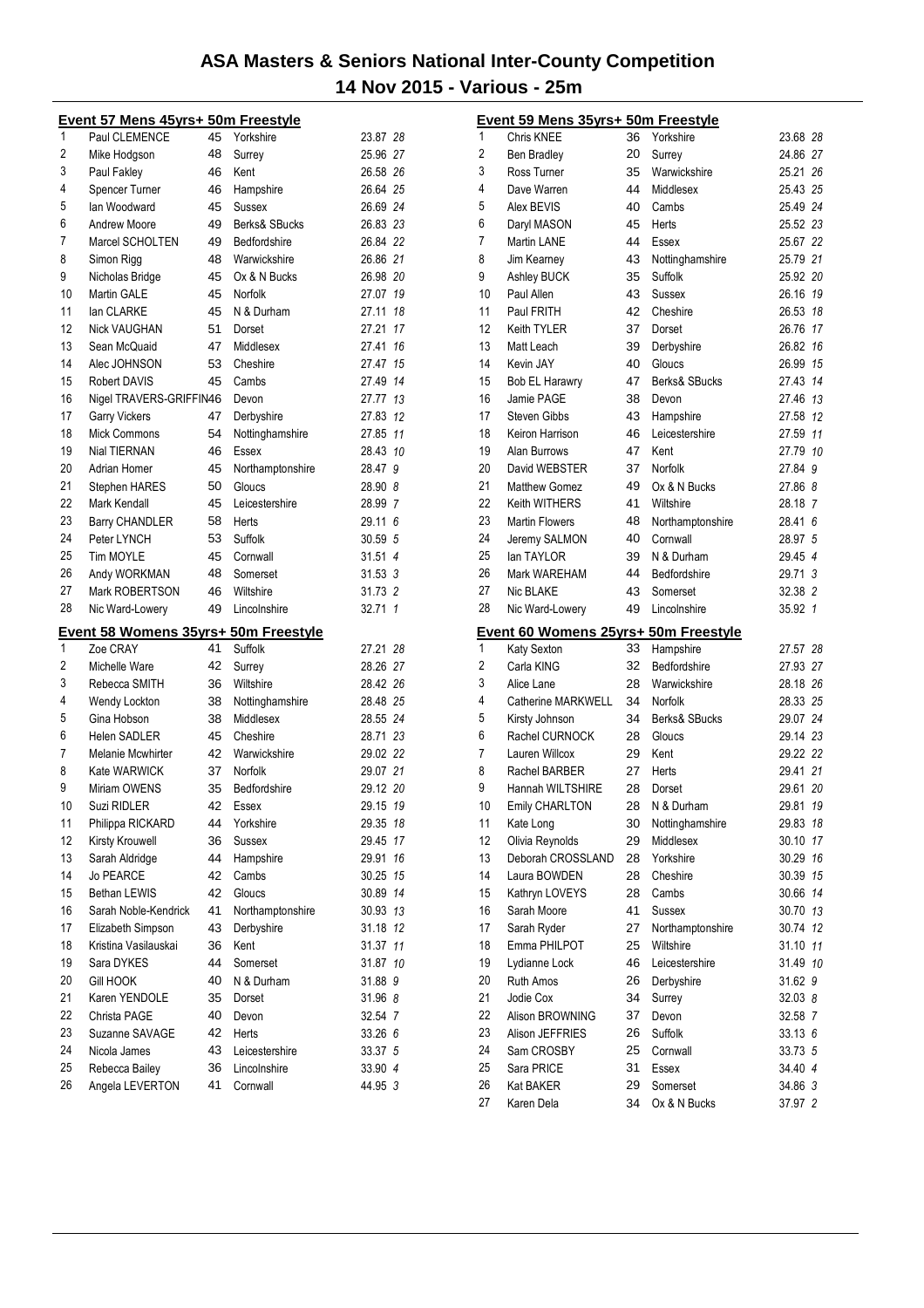# ASA Masters & Seniors National Inter-County Competition

## 14 Nov 2015 - Various - 25m

### Event 57 Mens 45yrs+ 50m Freestyle

| | Name | Age | County | Time | Pts |
|---|---|---|---|---|---|
| 1 | Paul CLEMENCE | 45 | Yorkshire | 23.87 | 28 |
| 2 | Mike Hodgson | 48 | Surrey | 25.96 | 27 |
| 3 | Paul Fakley | 46 | Kent | 26.58 | 26 |
| 4 | Spencer Turner | 46 | Hampshire | 26.64 | 25 |
| 5 | Ian Woodward | 45 | Sussex | 26.69 | 24 |
| 6 | Andrew Moore | 49 | Berks& SBucks | 26.83 | 23 |
| 7 | Marcel SCHOLTEN | 49 | Bedfordshire | 26.84 | 22 |
| 8 | Simon Rigg | 48 | Warwickshire | 26.86 | 21 |
| 9 | Nicholas Bridge | 45 | Ox & N Bucks | 26.98 | 20 |
| 10 | Martin GALE | 45 | Norfolk | 27.07 | 19 |
| 11 | Ian CLARKE | 45 | N & Durham | 27.11 | 18 |
| 12 | Nick VAUGHAN | 51 | Dorset | 27.21 | 17 |
| 13 | Sean McQuaid | 47 | Middlesex | 27.41 | 16 |
| 14 | Alec JOHNSON | 53 | Cheshire | 27.47 | 15 |
| 15 | Robert DAVIS | 45 | Cambs | 27.49 | 14 |
| 16 | Nigel TRAVERS-GRIFFIN | 46 | Devon | 27.77 | 13 |
| 17 | Garry Vickers | 47 | Derbyshire | 27.83 | 12 |
| 18 | Mick Commons | 54 | Nottinghamshire | 27.85 | 11 |
| 19 | Nial TIERNAN | 46 | Essex | 28.43 | 10 |
| 20 | Adrian Homer | 45 | Northamptonshire | 28.47 | 9 |
| 21 | Stephen HARES | 50 | Gloucs | 28.90 | 8 |
| 22 | Mark Kendall | 45 | Leicestershire | 28.99 | 7 |
| 23 | Barry CHANDLER | 58 | Herts | 29.11 | 6 |
| 24 | Peter LYNCH | 53 | Suffolk | 30.59 | 5 |
| 25 | Tim MOYLE | 45 | Cornwall | 31.51 | 4 |
| 26 | Andy WORKMAN | 48 | Somerset | 31.53 | 3 |
| 27 | Mark ROBERTSON | 46 | Wiltshire | 31.73 | 2 |
| 28 | Nic Ward-Lowery | 49 | Lincolnshire | 32.71 | 1 |

### Event 58 Womens 35yrs+ 50m Freestyle

| | Name | Age | County | Time | Pts |
|---|---|---|---|---|---|
| 1 | Zoe CRAY | 41 | Suffolk | 27.21 | 28 |
| 2 | Michelle Ware | 42 | Surrey | 28.26 | 27 |
| 3 | Rebecca SMITH | 36 | Wiltshire | 28.42 | 26 |
| 4 | Wendy Lockton | 38 | Nottinghamshire | 28.48 | 25 |
| 5 | Gina Hobson | 38 | Middlesex | 28.55 | 24 |
| 6 | Helen SADLER | 45 | Cheshire | 28.71 | 23 |
| 7 | Melanie Mcwhirter | 42 | Warwickshire | 29.02 | 22 |
| 8 | Kate WARWICK | 37 | Norfolk | 29.07 | 21 |
| 9 | Miriam OWENS | 35 | Bedfordshire | 29.12 | 20 |
| 10 | Suzi RIDLER | 42 | Essex | 29.15 | 19 |
| 11 | Philippa RICKARD | 44 | Yorkshire | 29.35 | 18 |
| 12 | Kirsty Krouwell | 36 | Sussex | 29.45 | 17 |
| 13 | Sarah Aldridge | 44 | Hampshire | 29.91 | 16 |
| 14 | Jo PEARCE | 42 | Cambs | 30.25 | 15 |
| 15 | Bethan LEWIS | 42 | Gloucs | 30.89 | 14 |
| 16 | Sarah Noble-Kendrick | 41 | Northamptonshire | 30.93 | 13 |
| 17 | Elizabeth Simpson | 43 | Derbyshire | 31.18 | 12 |
| 18 | Kristina Vasilauskai | 36 | Kent | 31.37 | 11 |
| 19 | Sara DYKES | 44 | Somerset | 31.87 | 10 |
| 20 | Gill HOOK | 40 | N & Durham | 31.88 | 9 |
| 21 | Karen YENDOLE | 35 | Dorset | 31.96 | 8 |
| 22 | Christa PAGE | 40 | Devon | 32.54 | 7 |
| 23 | Suzanne SAVAGE | 42 | Herts | 33.26 | 6 |
| 24 | Nicola James | 43 | Leicestershire | 33.37 | 5 |
| 25 | Rebecca Bailey | 36 | Lincolnshire | 33.90 | 4 |
| 26 | Angela LEVERTON | 41 | Cornwall | 44.95 | 3 |

### Event 59 Mens 35yrs+ 50m Freestyle

| | Name | Age | County | Time | Pts |
|---|---|---|---|---|---|
| 1 | Chris KNEE | 36 | Yorkshire | 23.68 | 28 |
| 2 | Ben Bradley | 20 | Surrey | 24.86 | 27 |
| 3 | Ross Turner | 35 | Warwickshire | 25.21 | 26 |
| 4 | Dave Warren | 44 | Middlesex | 25.43 | 25 |
| 5 | Alex BEVIS | 40 | Cambs | 25.49 | 24 |
| 6 | Daryl MASON | 45 | Herts | 25.52 | 23 |
| 7 | Martin LANE | 44 | Essex | 25.67 | 22 |
| 8 | Jim Kearney | 43 | Nottinghamshire | 25.79 | 21 |
| 9 | Ashley BUCK | 35 | Suffolk | 25.92 | 20 |
| 10 | Paul Allen | 43 | Sussex | 26.16 | 19 |
| 11 | Paul FRITH | 42 | Cheshire | 26.53 | 18 |
| 12 | Keith TYLER | 37 | Dorset | 26.76 | 17 |
| 13 | Matt Leach | 39 | Derbyshire | 26.82 | 16 |
| 14 | Kevin JAY | 40 | Gloucs | 26.99 | 15 |
| 15 | Bob EL Harawry | 47 | Berks& SBucks | 27.43 | 14 |
| 16 | Jamie PAGE | 38 | Devon | 27.46 | 13 |
| 17 | Steven Gibbs | 43 | Hampshire | 27.58 | 12 |
| 18 | Keiron Harrison | 46 | Leicestershire | 27.59 | 11 |
| 19 | Alan Burrows | 47 | Kent | 27.79 | 10 |
| 20 | David WEBSTER | 37 | Norfolk | 27.84 | 9 |
| 21 | Matthew Gomez | 49 | Ox & N Bucks | 27.86 | 8 |
| 22 | Keith WITHERS | 41 | Wiltshire | 28.18 | 7 |
| 23 | Martin Flowers | 48 | Northamptonshire | 28.41 | 6 |
| 24 | Jeremy SALMON | 40 | Cornwall | 28.97 | 5 |
| 25 | Ian TAYLOR | 39 | N & Durham | 29.45 | 4 |
| 26 | Mark WAREHAM | 44 | Bedfordshire | 29.71 | 3 |
| 27 | Nic BLAKE | 43 | Somerset | 32.38 | 2 |
| 28 | Nic Ward-Lowery | 49 | Lincolnshire | 35.92 | 1 |

### Event 60 Womens 25yrs+ 50m Freestyle

| | Name | Age | County | Time | Pts |
|---|---|---|---|---|---|
| 1 | Katy Sexton | 33 | Hampshire | 27.57 | 28 |
| 2 | Carla KING | 32 | Bedfordshire | 27.93 | 27 |
| 3 | Alice Lane | 28 | Warwickshire | 28.18 | 26 |
| 4 | Catherine MARKWELL | 34 | Norfolk | 28.33 | 25 |
| 5 | Kirsty Johnson | 34 | Berks& SBucks | 29.07 | 24 |
| 6 | Rachel CURNOCK | 28 | Gloucs | 29.14 | 23 |
| 7 | Lauren Willcox | 29 | Kent | 29.22 | 22 |
| 8 | Rachel BARBER | 27 | Herts | 29.41 | 21 |
| 9 | Hannah WILTSHIRE | 28 | Dorset | 29.61 | 20 |
| 10 | Emily CHARLTON | 28 | N & Durham | 29.81 | 19 |
| 11 | Kate Long | 30 | Nottinghamshire | 29.83 | 18 |
| 12 | Olivia Reynolds | 29 | Middlesex | 30.10 | 17 |
| 13 | Deborah CROSSLAND | 28 | Yorkshire | 30.29 | 16 |
| 14 | Laura BOWDEN | 28 | Cheshire | 30.39 | 15 |
| 15 | Kathryn LOVEYS | 28 | Cambs | 30.66 | 14 |
| 16 | Sarah Moore | 41 | Sussex | 30.70 | 13 |
| 17 | Sarah Ryder | 27 | Northamptonshire | 30.74 | 12 |
| 18 | Emma PHILPOT | 25 | Wiltshire | 31.10 | 11 |
| 19 | Lydianne Lock | 46 | Leicestershire | 31.49 | 10 |
| 20 | Ruth Amos | 26 | Derbyshire | 31.62 | 9 |
| 21 | Jodie Cox | 34 | Surrey | 32.03 | 8 |
| 22 | Alison BROWNING | 37 | Devon | 32.58 | 7 |
| 23 | Alison JEFFRIES | 26 | Suffolk | 33.13 | 6 |
| 24 | Sam CROSBY | 25 | Cornwall | 33.73 | 5 |
| 25 | Sara PRICE | 31 | Essex | 34.40 | 4 |
| 26 | Kat BAKER | 29 | Somerset | 34.86 | 3 |
| 27 | Karen Dela | 34 | Ox & N Bucks | 37.97 | 2 |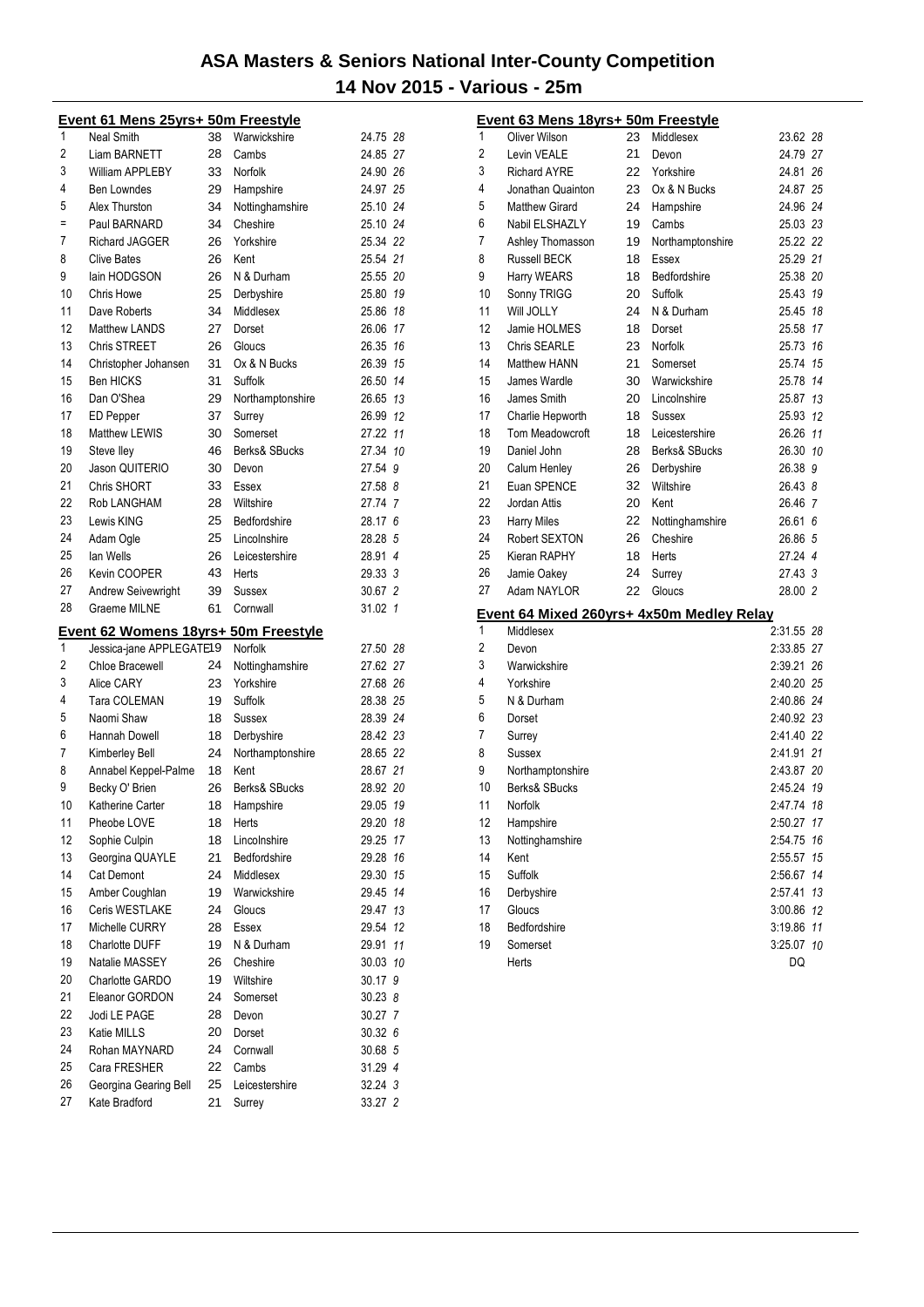# ASA Masters & Seniors National Inter-County Competition

## 14 Nov 2015 - Various - 25m

### Event 61 Mens 25yrs+ 50m Freestyle

| Pl | Name | Age | County | Time | Pts |
|---|---|---|---|---|---|
| 1 | Neal Smith | 38 | Warwickshire | 24.75 | 28 |
| 2 | Liam BARNETT | 28 | Cambs | 24.85 | 27 |
| 3 | William APPLEBY | 33 | Norfolk | 24.90 | 26 |
| 4 | Ben Lowndes | 29 | Hampshire | 24.97 | 25 |
| 5 | Alex Thurston | 34 | Nottinghamshire | 25.10 | 24 |
| = | Paul BARNARD | 34 | Cheshire | 25.10 | 24 |
| 7 | Richard JAGGER | 26 | Yorkshire | 25.34 | 22 |
| 8 | Clive Bates | 26 | Kent | 25.54 | 21 |
| 9 | Iain HODGSON | 26 | N & Durham | 25.55 | 20 |
| 10 | Chris Howe | 25 | Derbyshire | 25.80 | 19 |
| 11 | Dave Roberts | 34 | Middlesex | 25.86 | 18 |
| 12 | Matthew LANDS | 27 | Dorset | 26.06 | 17 |
| 13 | Chris STREET | 26 | Gloucs | 26.35 | 16 |
| 14 | Christopher Johansen | 31 | Ox & N Bucks | 26.39 | 15 |
| 15 | Ben HICKS | 31 | Suffolk | 26.50 | 14 |
| 16 | Dan O'Shea | 29 | Northamptonshire | 26.65 | 13 |
| 17 | ED Pepper | 37 | Surrey | 26.99 | 12 |
| 18 | Matthew LEWIS | 30 | Somerset | 27.22 | 11 |
| 19 | Steve Iley | 46 | Berks& SBucks | 27.34 | 10 |
| 20 | Jason QUITERIO | 30 | Devon | 27.54 | 9 |
| 21 | Chris SHORT | 33 | Essex | 27.58 | 8 |
| 22 | Rob LANGHAM | 28 | Wiltshire | 27.74 | 7 |
| 23 | Lewis KING | 25 | Bedfordshire | 28.17 | 6 |
| 24 | Adam Ogle | 25 | Lincolnshire | 28.28 | 5 |
| 25 | Ian Wells | 26 | Leicestershire | 28.91 | 4 |
| 26 | Kevin COOPER | 43 | Herts | 29.33 | 3 |
| 27 | Andrew Seivewright | 39 | Sussex | 30.67 | 2 |
| 28 | Graeme MILNE | 61 | Cornwall | 31.02 | 1 |

### Event 62 Womens 18yrs+ 50m Freestyle

| Pl | Name | Age | County | Time | Pts |
|---|---|---|---|---|---|
| 1 | Jessica-jane APPLEGATE | 19 | Norfolk | 27.50 | 28 |
| 2 | Chloe Bracewell | 24 | Nottinghamshire | 27.62 | 27 |
| 3 | Alice CARY | 23 | Yorkshire | 27.68 | 26 |
| 4 | Tara COLEMAN | 19 | Suffolk | 28.38 | 25 |
| 5 | Naomi Shaw | 18 | Sussex | 28.39 | 24 |
| 6 | Hannah Dowell | 18 | Derbyshire | 28.42 | 23 |
| 7 | Kimberley Bell | 24 | Northamptonshire | 28.65 | 22 |
| 8 | Annabel Keppel-Palme | 18 | Kent | 28.67 | 21 |
| 9 | Becky O' Brien | 26 | Berks& SBucks | 28.92 | 20 |
| 10 | Katherine Carter | 18 | Hampshire | 29.05 | 19 |
| 11 | Pheobe LOVE | 18 | Herts | 29.20 | 18 |
| 12 | Sophie Culpin | 18 | Lincolnshire | 29.25 | 17 |
| 13 | Georgina QUAYLE | 21 | Bedfordshire | 29.28 | 16 |
| 14 | Cat Demont | 24 | Middlesex | 29.30 | 15 |
| 15 | Amber Coughlan | 19 | Warwickshire | 29.45 | 14 |
| 16 | Ceris WESTLAKE | 24 | Gloucs | 29.47 | 13 |
| 17 | Michelle CURRY | 28 | Essex | 29.54 | 12 |
| 18 | Charlotte DUFF | 19 | N & Durham | 29.91 | 11 |
| 19 | Natalie MASSEY | 26 | Cheshire | 30.03 | 10 |
| 20 | Charlotte GARDO | 19 | Wiltshire | 30.17 | 9 |
| 21 | Eleanor GORDON | 24 | Somerset | 30.23 | 8 |
| 22 | Jodi LE PAGE | 28 | Devon | 30.27 | 7 |
| 23 | Katie MILLS | 20 | Dorset | 30.32 | 6 |
| 24 | Rohan MAYNARD | 24 | Cornwall | 30.68 | 5 |
| 25 | Cara FRESHER | 22 | Cambs | 31.29 | 4 |
| 26 | Georgina Gearing Bell | 25 | Leicestershire | 32.24 | 3 |
| 27 | Kate Bradford | 21 | Surrey | 33.27 | 2 |

### Event 63 Mens 18yrs+ 50m Freestyle

| Pl | Name | Age | County | Time | Pts |
|---|---|---|---|---|---|
| 1 | Oliver Wilson | 23 | Middlesex | 23.62 | 28 |
| 2 | Levin VEALE | 21 | Devon | 24.79 | 27 |
| 3 | Richard AYRE | 22 | Yorkshire | 24.81 | 26 |
| 4 | Jonathan Quainton | 23 | Ox & N Bucks | 24.87 | 25 |
| 5 | Matthew Girard | 24 | Hampshire | 24.96 | 24 |
| 6 | Nabil ELSHAZLY | 19 | Cambs | 25.03 | 23 |
| 7 | Ashley Thomasson | 19 | Northamptonshire | 25.22 | 22 |
| 8 | Russell BECK | 18 | Essex | 25.29 | 21 |
| 9 | Harry WEARS | 18 | Bedfordshire | 25.38 | 20 |
| 10 | Sonny TRIGG | 20 | Suffolk | 25.43 | 19 |
| 11 | Will JOLLY | 24 | N & Durham | 25.45 | 18 |
| 12 | Jamie HOLMES | 18 | Dorset | 25.58 | 17 |
| 13 | Chris SEARLE | 23 | Norfolk | 25.73 | 16 |
| 14 | Matthew HANN | 21 | Somerset | 25.74 | 15 |
| 15 | James Wardle | 30 | Warwickshire | 25.78 | 14 |
| 16 | James Smith | 20 | Lincolnshire | 25.87 | 13 |
| 17 | Charlie Hepworth | 18 | Sussex | 25.93 | 12 |
| 18 | Tom Meadowcroft | 18 | Leicestershire | 26.26 | 11 |
| 19 | Daniel John | 28 | Berks& SBucks | 26.30 | 10 |
| 20 | Calum Henley | 26 | Derbyshire | 26.38 | 9 |
| 21 | Euan SPENCE | 32 | Wiltshire | 26.43 | 8 |
| 22 | Jordan Attis | 20 | Kent | 26.46 | 7 |
| 23 | Harry Miles | 22 | Nottinghamshire | 26.61 | 6 |
| 24 | Robert SEXTON | 26 | Cheshire | 26.86 | 5 |
| 25 | Kieran RAPHY | 18 | Herts | 27.24 | 4 |
| 26 | Jamie Oakey | 24 | Surrey | 27.43 | 3 |
| 27 | Adam NAYLOR | 22 | Gloucs | 28.00 | 2 |

### Event 64 Mixed 260yrs+ 4x50m Medley Relay

| Pl | County | Time | Pts |
|---|---|---|---|
| 1 | Middlesex | 2:31.55 | 28 |
| 2 | Devon | 2:33.85 | 27 |
| 3 | Warwickshire | 2:39.21 | 26 |
| 4 | Yorkshire | 2:40.20 | 25 |
| 5 | N & Durham | 2:40.86 | 24 |
| 6 | Dorset | 2:40.92 | 23 |
| 7 | Surrey | 2:41.40 | 22 |
| 8 | Sussex | 2:41.91 | 21 |
| 9 | Northamptonshire | 2:43.87 | 20 |
| 10 | Berks& SBucks | 2:45.24 | 19 |
| 11 | Norfolk | 2:47.74 | 18 |
| 12 | Hampshire | 2:50.27 | 17 |
| 13 | Nottinghamshire | 2:54.75 | 16 |
| 14 | Kent | 2:55.57 | 15 |
| 15 | Suffolk | 2:56.67 | 14 |
| 16 | Derbyshire | 2:57.41 | 13 |
| 17 | Gloucs | 3:00.86 | 12 |
| 18 | Bedfordshire | 3:19.86 | 11 |
| 19 | Somerset | 3:25.07 | 10 |
| | Herts | DQ | |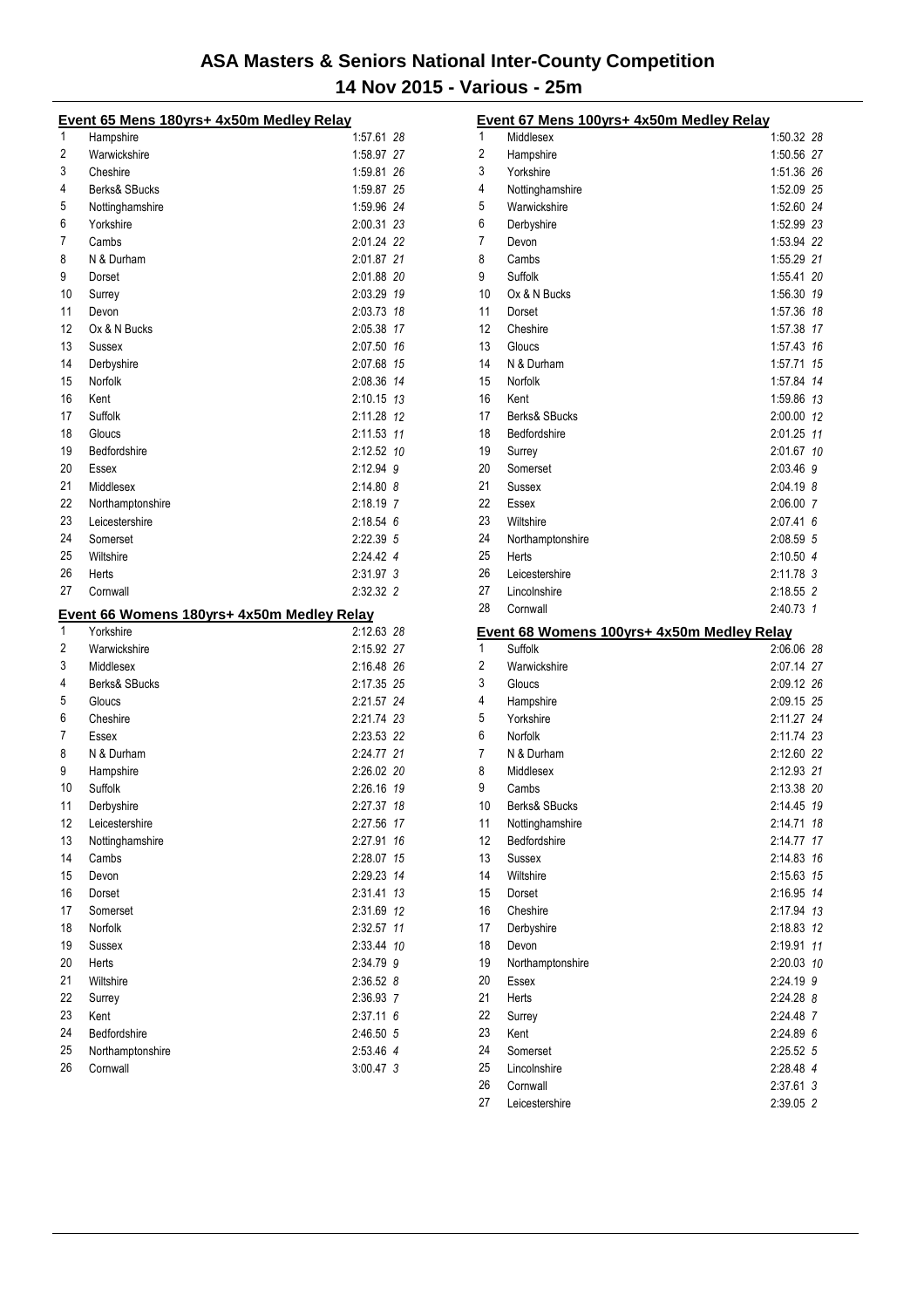# ASA Masters & Seniors National Inter-County Competition

## 14 Nov 2015 - Various - 25m

### Event 65 Mens 180yrs+ 4x50m Medley Relay

| | | | |
|---|---|---|---|
| 1 | Hampshire | 1:57.61 | 28 |
| 2 | Warwickshire | 1:58.97 | 27 |
| 3 | Cheshire | 1:59.81 | 26 |
| 4 | Berks& SBucks | 1:59.87 | 25 |
| 5 | Nottinghamshire | 1:59.96 | 24 |
| 6 | Yorkshire | 2:00.31 | 23 |
| 7 | Cambs | 2:01.24 | 22 |
| 8 | N & Durham | 2:01.87 | 21 |
| 9 | Dorset | 2:01.88 | 20 |
| 10 | Surrey | 2:03.29 | 19 |
| 11 | Devon | 2:03.73 | 18 |
| 12 | Ox & N Bucks | 2:05.38 | 17 |
| 13 | Sussex | 2:07.50 | 16 |
| 14 | Derbyshire | 2:07.68 | 15 |
| 15 | Norfolk | 2:08.36 | 14 |
| 16 | Kent | 2:10.15 | 13 |
| 17 | Suffolk | 2:11.28 | 12 |
| 18 | Gloucs | 2:11.53 | 11 |
| 19 | Bedfordshire | 2:12.52 | 10 |
| 20 | Essex | 2:12.94 | 9 |
| 21 | Middlesex | 2:14.80 | 8 |
| 22 | Northamptonshire | 2:18.19 | 7 |
| 23 | Leicestershire | 2:18.54 | 6 |
| 24 | Somerset | 2:22.39 | 5 |
| 25 | Wiltshire | 2:24.42 | 4 |
| 26 | Herts | 2:31.97 | 3 |
| 27 | Cornwall | 2:32.32 | 2 |

### Event 66 Womens 180yrs+ 4x50m Medley Relay

| | | | |
|---|---|---|---|
| 1 | Yorkshire | 2:12.63 | 28 |
| 2 | Warwickshire | 2:15.92 | 27 |
| 3 | Middlesex | 2:16.48 | 26 |
| 4 | Berks& SBucks | 2:17.35 | 25 |
| 5 | Gloucs | 2:21.57 | 24 |
| 6 | Cheshire | 2:21.74 | 23 |
| 7 | Essex | 2:23.53 | 22 |
| 8 | N & Durham | 2:24.77 | 21 |
| 9 | Hampshire | 2:26.02 | 20 |
| 10 | Suffolk | 2:26.16 | 19 |
| 11 | Derbyshire | 2:27.37 | 18 |
| 12 | Leicestershire | 2:27.56 | 17 |
| 13 | Nottinghamshire | 2:27.91 | 16 |
| 14 | Cambs | 2:28.07 | 15 |
| 15 | Devon | 2:29.23 | 14 |
| 16 | Dorset | 2:31.41 | 13 |
| 17 | Somerset | 2:31.69 | 12 |
| 18 | Norfolk | 2:32.57 | 11 |
| 19 | Sussex | 2:33.44 | 10 |
| 20 | Herts | 2:34.79 | 9 |
| 21 | Wiltshire | 2:36.52 | 8 |
| 22 | Surrey | 2:36.93 | 7 |
| 23 | Kent | 2:37.11 | 6 |
| 24 | Bedfordshire | 2:46.50 | 5 |
| 25 | Northamptonshire | 2:53.46 | 4 |
| 26 | Cornwall | 3:00.47 | 3 |

### Event 67 Mens 100yrs+ 4x50m Medley Relay

| | | | |
|---|---|---|---|
| 1 | Middlesex | 1:50.32 | 28 |
| 2 | Hampshire | 1:50.56 | 27 |
| 3 | Yorkshire | 1:51.36 | 26 |
| 4 | Nottinghamshire | 1:52.09 | 25 |
| 5 | Warwickshire | 1:52.60 | 24 |
| 6 | Derbyshire | 1:52.99 | 23 |
| 7 | Devon | 1:53.94 | 22 |
| 8 | Cambs | 1:55.29 | 21 |
| 9 | Suffolk | 1:55.41 | 20 |
| 10 | Ox & N Bucks | 1:56.30 | 19 |
| 11 | Dorset | 1:57.36 | 18 |
| 12 | Cheshire | 1:57.38 | 17 |
| 13 | Gloucs | 1:57.43 | 16 |
| 14 | N & Durham | 1:57.71 | 15 |
| 15 | Norfolk | 1:57.84 | 14 |
| 16 | Kent | 1:59.86 | 13 |
| 17 | Berks& SBucks | 2:00.00 | 12 |
| 18 | Bedfordshire | 2:01.25 | 11 |
| 19 | Surrey | 2:01.67 | 10 |
| 20 | Somerset | 2:03.46 | 9 |
| 21 | Sussex | 2:04.19 | 8 |
| 22 | Essex | 2:06.00 | 7 |
| 23 | Wiltshire | 2:07.41 | 6 |
| 24 | Northamptonshire | 2:08.59 | 5 |
| 25 | Herts | 2:10.50 | 4 |
| 26 | Leicestershire | 2:11.78 | 3 |
| 27 | Lincolnshire | 2:18.55 | 2 |
| 28 | Cornwall | 2:40.73 | 1 |

### Event 68 Womens 100yrs+ 4x50m Medley Relay

| | | | |
|---|---|---|---|
| 1 | Suffolk | 2:06.06 | 28 |
| 2 | Warwickshire | 2:07.14 | 27 |
| 3 | Gloucs | 2:09.12 | 26 |
| 4 | Hampshire | 2:09.15 | 25 |
| 5 | Yorkshire | 2:11.27 | 24 |
| 6 | Norfolk | 2:11.74 | 23 |
| 7 | N & Durham | 2:12.60 | 22 |
| 8 | Middlesex | 2:12.93 | 21 |
| 9 | Cambs | 2:13.38 | 20 |
| 10 | Berks& SBucks | 2:14.45 | 19 |
| 11 | Nottinghamshire | 2:14.71 | 18 |
| 12 | Bedfordshire | 2:14.77 | 17 |
| 13 | Sussex | 2:14.83 | 16 |
| 14 | Wiltshire | 2:15.63 | 15 |
| 15 | Dorset | 2:16.95 | 14 |
| 16 | Cheshire | 2:17.94 | 13 |
| 17 | Derbyshire | 2:18.83 | 12 |
| 18 | Devon | 2:19.91 | 11 |
| 19 | Northamptonshire | 2:20.03 | 10 |
| 20 | Essex | 2:24.19 | 9 |
| 21 | Herts | 2:24.28 | 8 |
| 22 | Surrey | 2:24.48 | 7 |
| 23 | Kent | 2:24.89 | 6 |
| 24 | Somerset | 2:25.52 | 5 |
| 25 | Lincolnshire | 2:28.48 | 4 |
| 26 | Cornwall | 2:37.61 | 3 |
| 27 | Leicestershire | 2:39.05 | 2 |